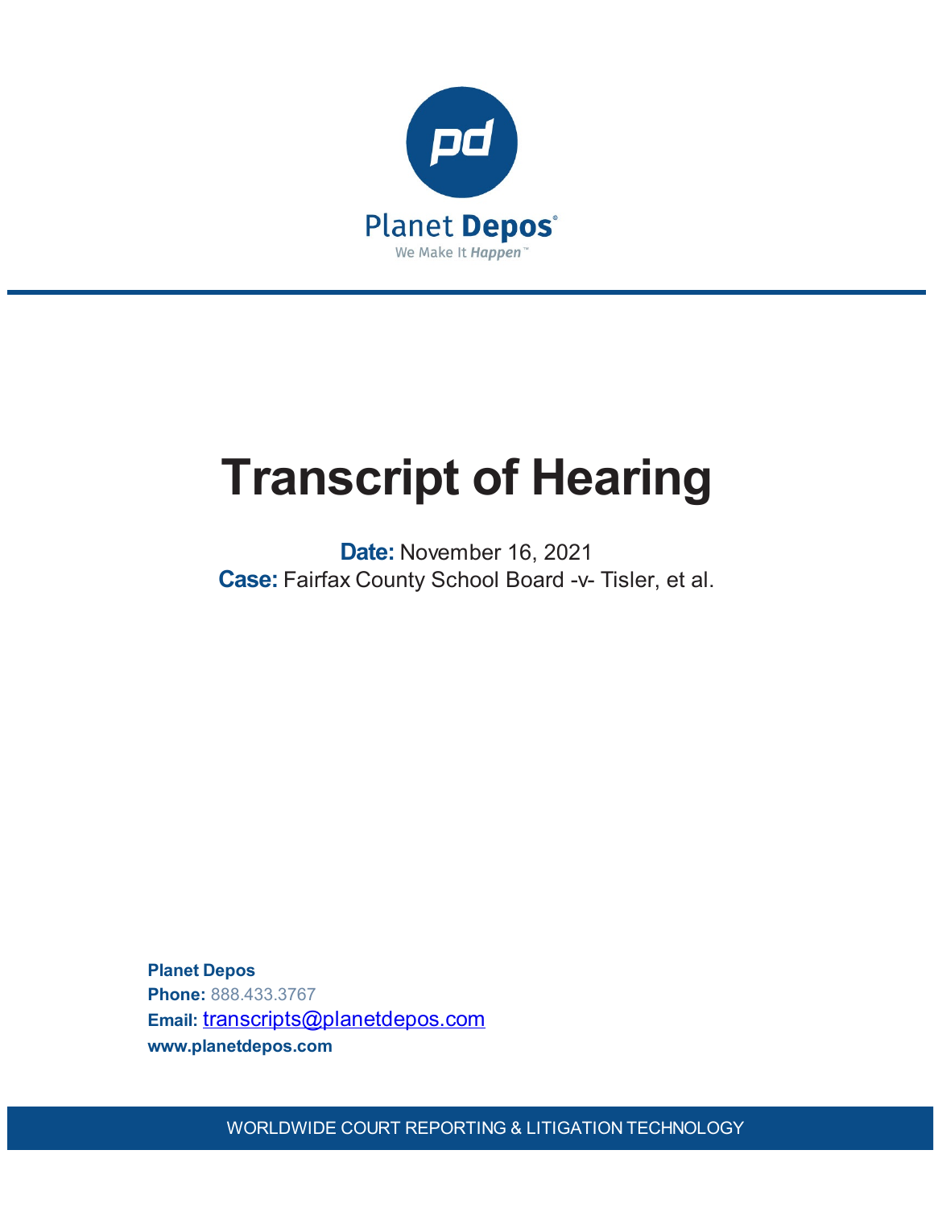Planet Depos

We Make It Happen™

# Transcript of Hearing

**Date:** November 16, 2021

**Case:** Fairfax County School Board -v- Tisler, et al.

**Planet Depos**
**Phone:** 888.433.3767
**Email:** transcripts@planetdepos.com
**www.planetdepos.com**

WORLDWIDE COURT REPORTING & LITIGATION TECHNOLOGY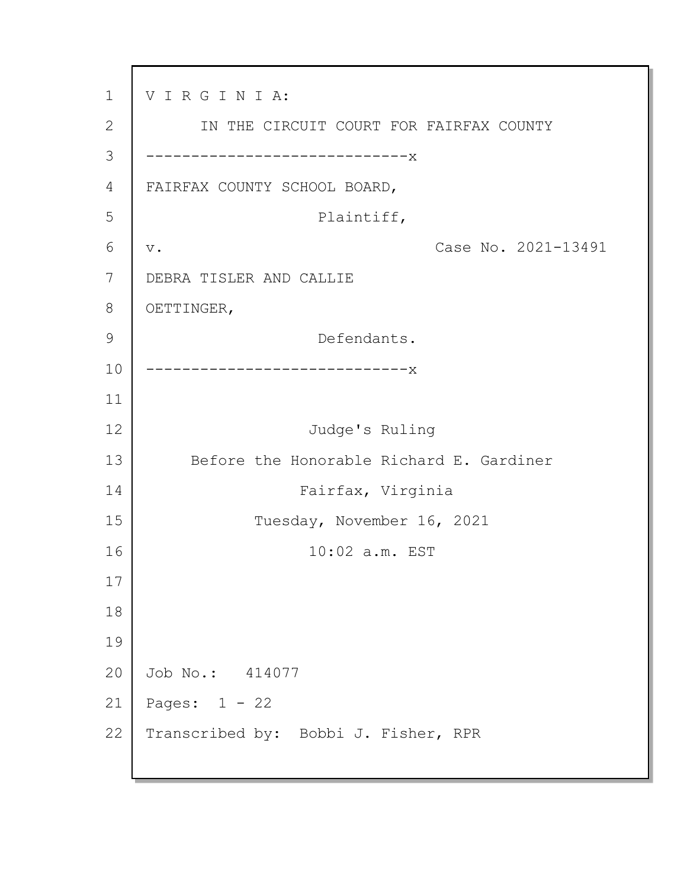V I R G I N I A:

IN THE CIRCUIT COURT FOR FAIRFAX COUNTY

-----------------------------x

FAIRFAX COUNTY SCHOOL BOARD,

Plaintiff,

v. Case No. 2021-13491

DEBRA TISLER AND CALLIE OETTINGER,

Defendants.

-----------------------------x

Judge's Ruling

Before the Honorable Richard E. Gardiner

Fairfax, Virginia

Tuesday, November 16, 2021

10:02 a.m. EST

Job No.: 414077

Pages: 1 - 22

Transcribed by: Bobbi J. Fisher, RPR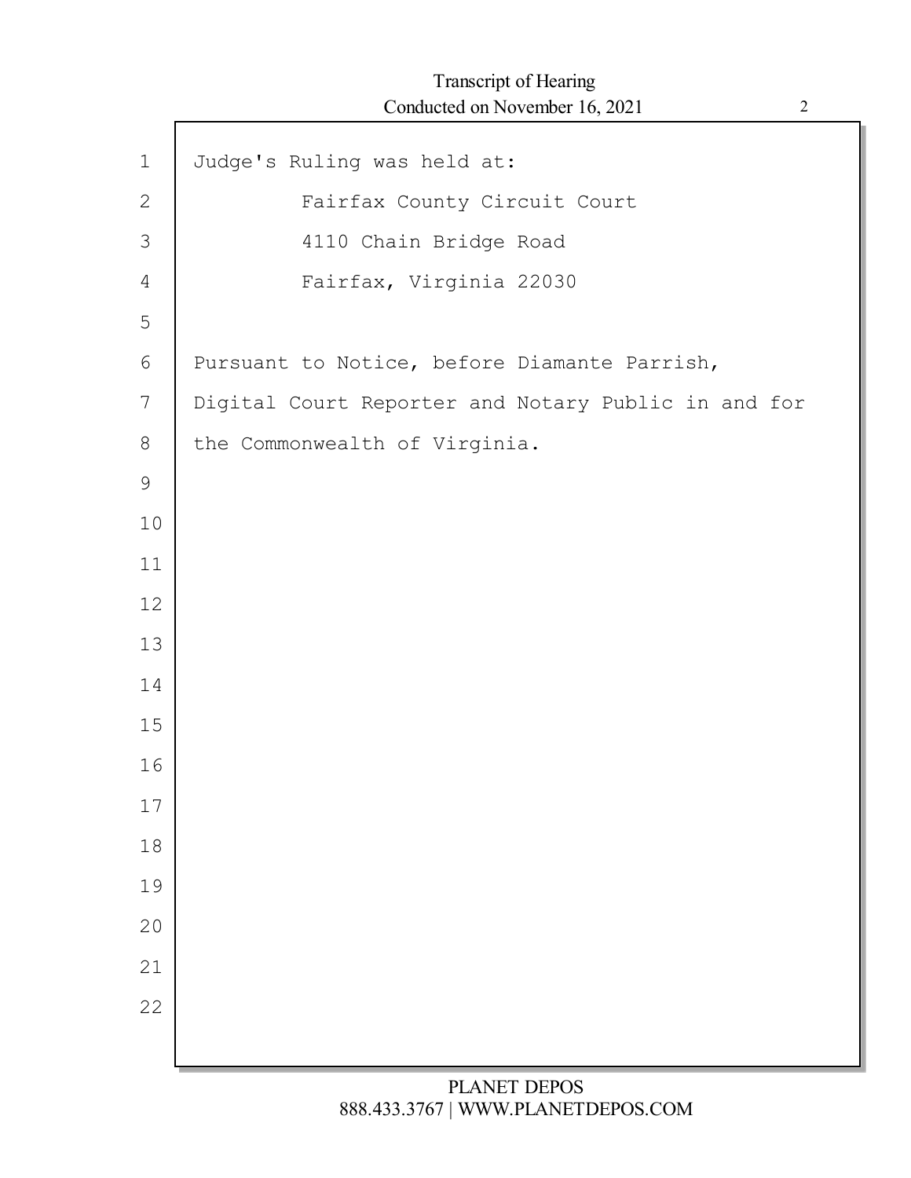Judge's Ruling was held at:

Fairfax County Circuit Court
4110 Chain Bridge Road
Fairfax, Virginia 22030

Pursuant to Notice, before Diamante Parrish, Digital Court Reporter and Notary Public in and for the Commonwealth of Virginia.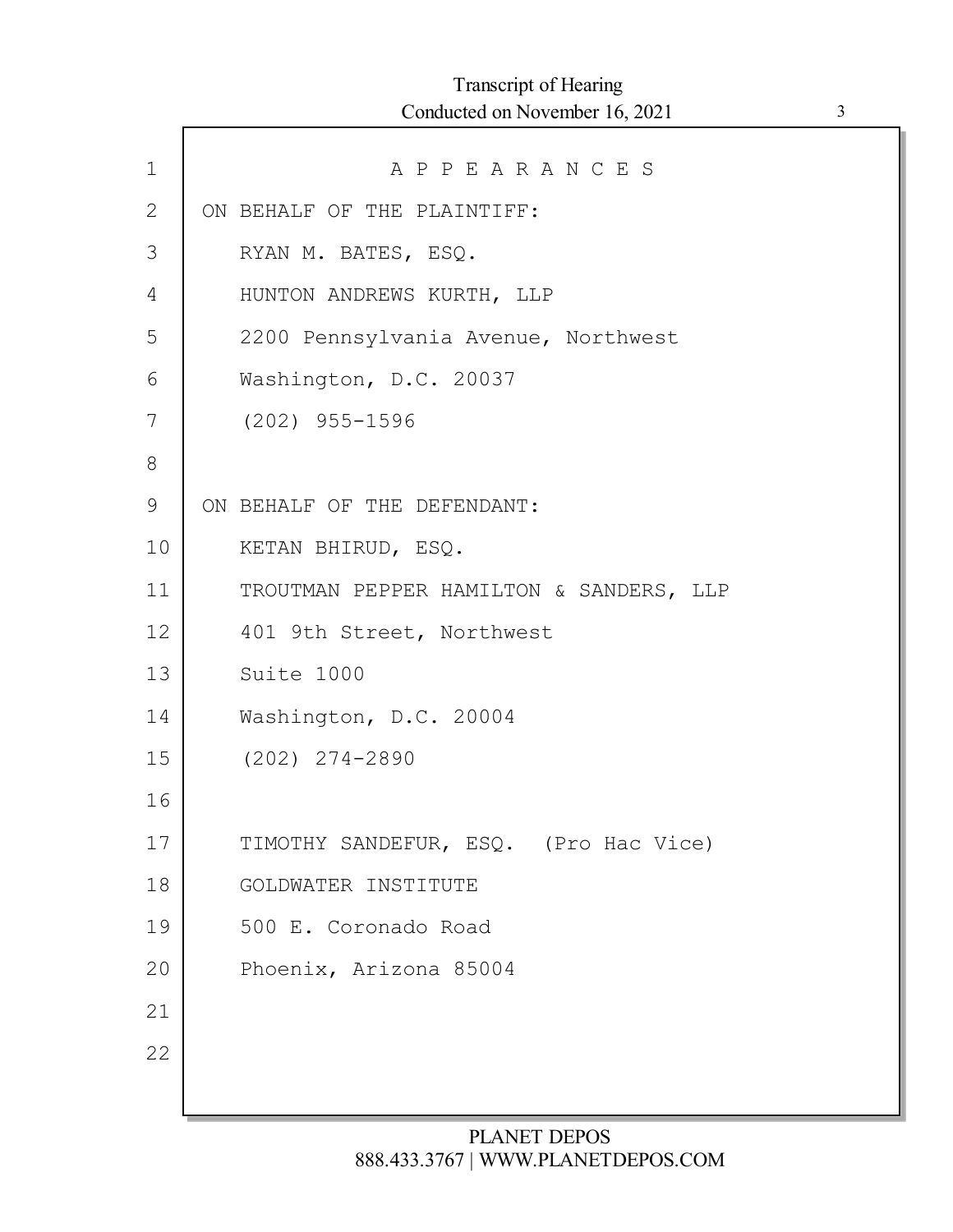# A P P E A R A N C E S

ON BEHALF OF THE PLAINTIFF:

RYAN M. BATES, ESQ.
HUNTON ANDREWS KURTH, LLP
2200 Pennsylvania Avenue, Northwest
Washington, D.C. 20037
(202) 955-1596

ON BEHALF OF THE DEFENDANT:

KETAN BHIRUD, ESQ.
TROUTMAN PEPPER HAMILTON & SANDERS, LLP
401 9th Street, Northwest
Suite 1000
Washington, D.C. 20004
(202) 274-2890

TIMOTHY SANDEFUR, ESQ. (Pro Hac Vice)
GOLDWATER INSTITUTE
500 E. Coronado Road
Phoenix, Arizona 85004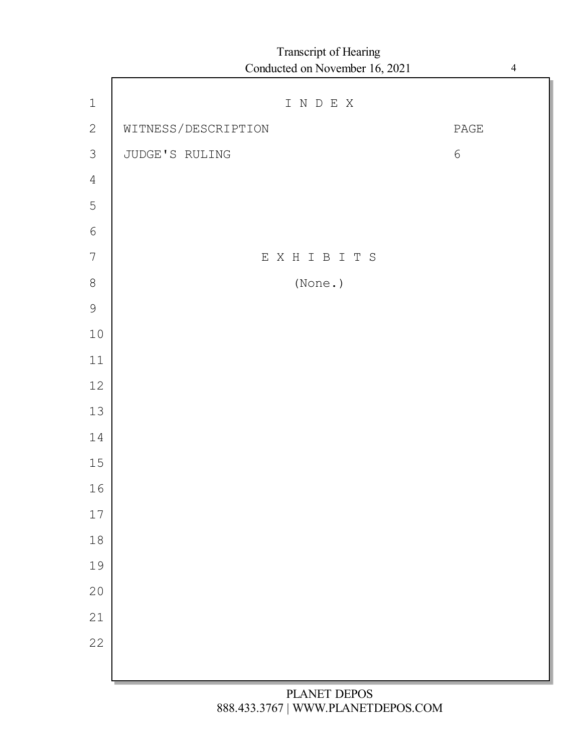# I N D E X

| WITNESS/DESCRIPTION | PAGE |
|---|---|
| JUDGE'S RULING | 6 |

# E X H I B I T S

(None.)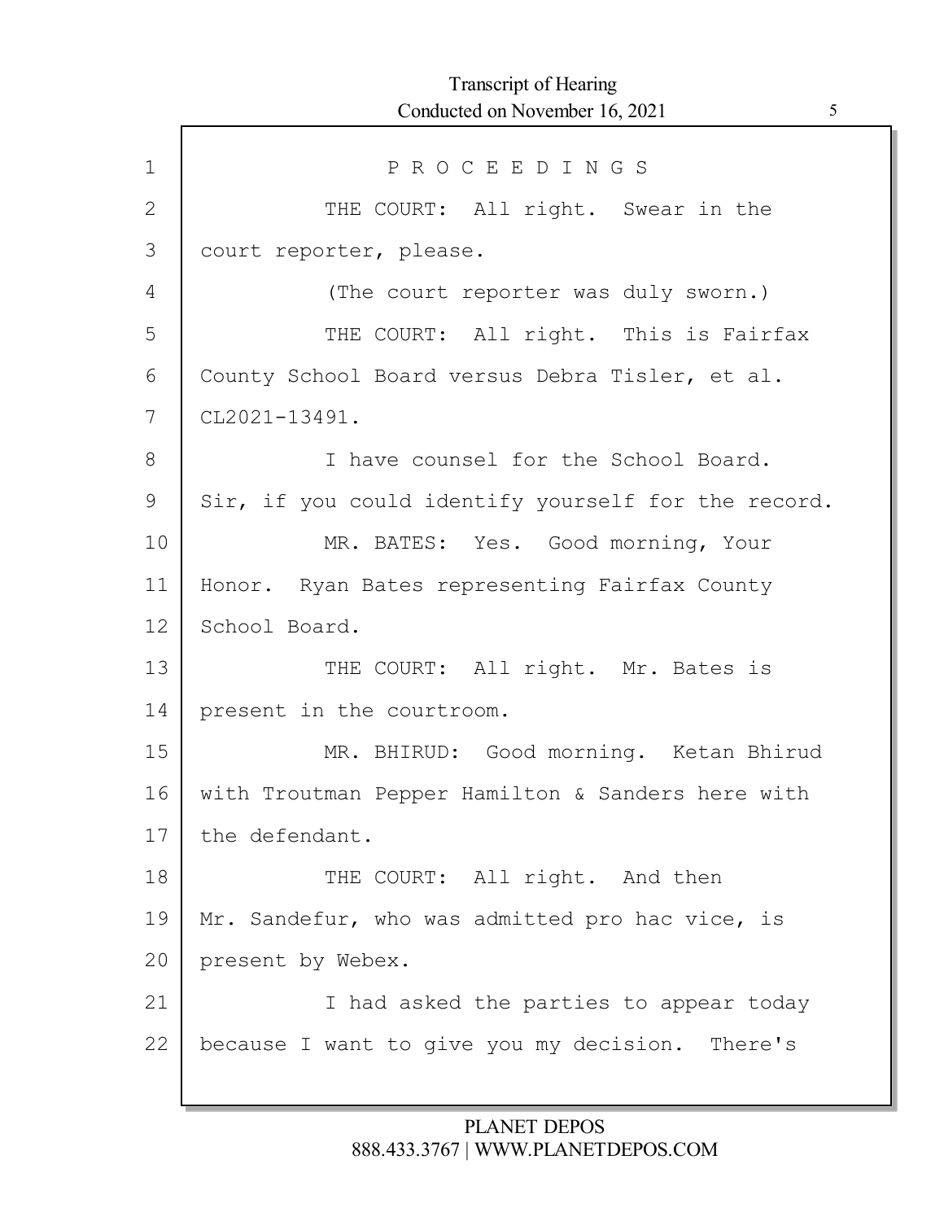PROCEEDINGS

THE COURT: All right. Swear in the court reporter, please.

(The court reporter was duly sworn.)

THE COURT: All right. This is Fairfax County School Board versus Debra Tisler, et al. CL2021-13491.

I have counsel for the School Board. Sir, if you could identify yourself for the record.

MR. BATES: Yes. Good morning, Your Honor. Ryan Bates representing Fairfax County School Board.

THE COURT: All right. Mr. Bates is present in the courtroom.

MR. BHIRUD: Good morning. Ketan Bhirud with Troutman Pepper Hamilton & Sanders here with the defendant.

THE COURT: All right. And then Mr. Sandefur, who was admitted pro hac vice, is present by Webex.

I had asked the parties to appear today because I want to give you my decision. There's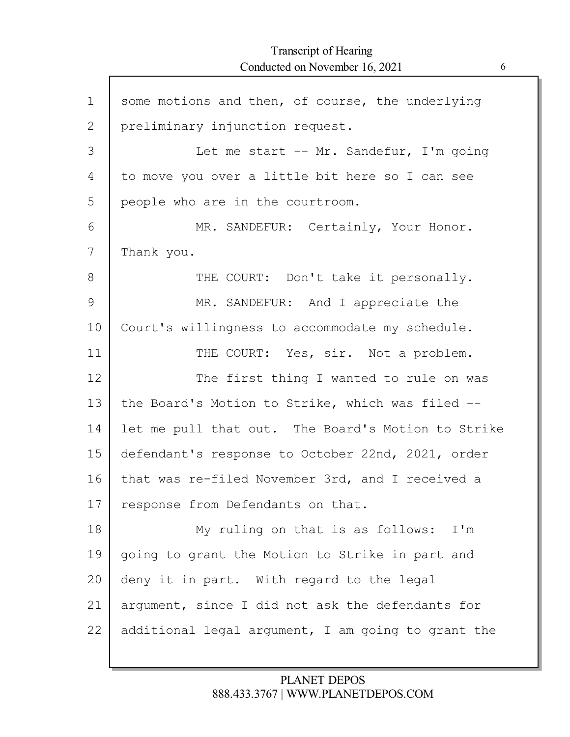some motions and then, of course, the underlying preliminary injunction request.

Let me start -- Mr. Sandefur, I'm going to move you over a little bit here so I can see people who are in the courtroom.

MR. SANDEFUR: Certainly, Your Honor. Thank you.

THE COURT: Don't take it personally.

MR. SANDEFUR: And I appreciate the Court's willingness to accommodate my schedule.

THE COURT: Yes, sir. Not a problem.

The first thing I wanted to rule on was the Board's Motion to Strike, which was filed -- let me pull that out. The Board's Motion to Strike defendant's response to October 22nd, 2021, order that was re-filed November 3rd, and I received a response from Defendants on that.

My ruling on that is as follows: I'm going to grant the Motion to Strike in part and deny it in part. With regard to the legal argument, since I did not ask the defendants for additional legal argument, I am going to grant the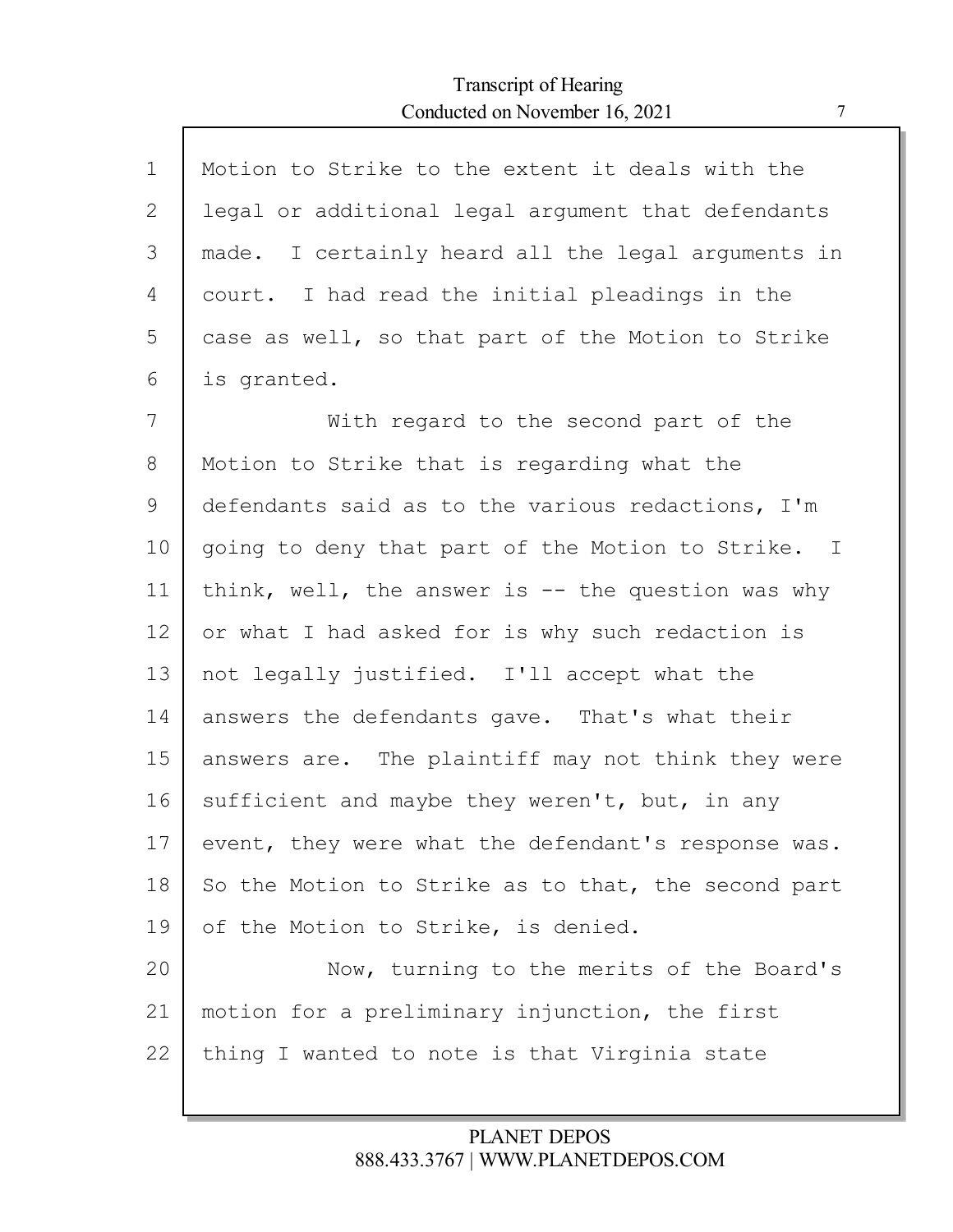Motion to Strike to the extent it deals with the legal or additional legal argument that defendants made. I certainly heard all the legal arguments in court. I had read the initial pleadings in the case as well, so that part of the Motion to Strike is granted.

With regard to the second part of the Motion to Strike that is regarding what the defendants said as to the various redactions, I'm going to deny that part of the Motion to Strike. I think, well, the answer is -- the question was why or what I had asked for is why such redaction is not legally justified. I'll accept what the answers the defendants gave. That's what their answers are. The plaintiff may not think they were sufficient and maybe they weren't, but, in any event, they were what the defendant's response was. So the Motion to Strike as to that, the second part of the Motion to Strike, is denied.

Now, turning to the merits of the Board's motion for a preliminary injunction, the first thing I wanted to note is that Virginia state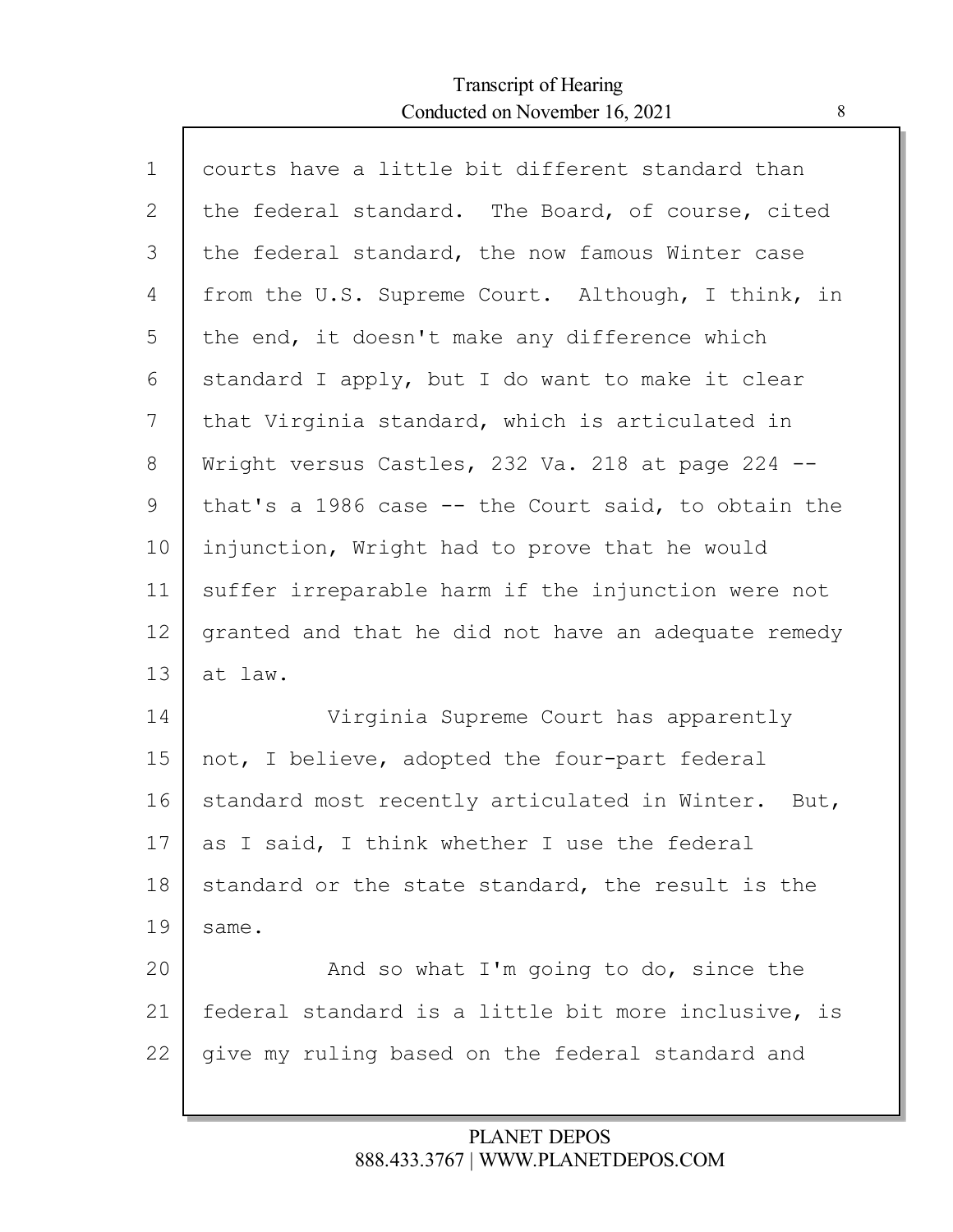courts have a little bit different standard than the federal standard. The Board, of course, cited the federal standard, the now famous Winter case from the U.S. Supreme Court. Although, I think, in the end, it doesn't make any difference which standard I apply, but I do want to make it clear that Virginia standard, which is articulated in Wright versus Castles, 232 Va. 218 at page 224 -- that's a 1986 case -- the Court said, to obtain the injunction, Wright had to prove that he would suffer irreparable harm if the injunction were not granted and that he did not have an adequate remedy at law.

Virginia Supreme Court has apparently not, I believe, adopted the four-part federal standard most recently articulated in Winter. But, as I said, I think whether I use the federal standard or the state standard, the result is the same.

And so what I'm going to do, since the federal standard is a little bit more inclusive, is give my ruling based on the federal standard and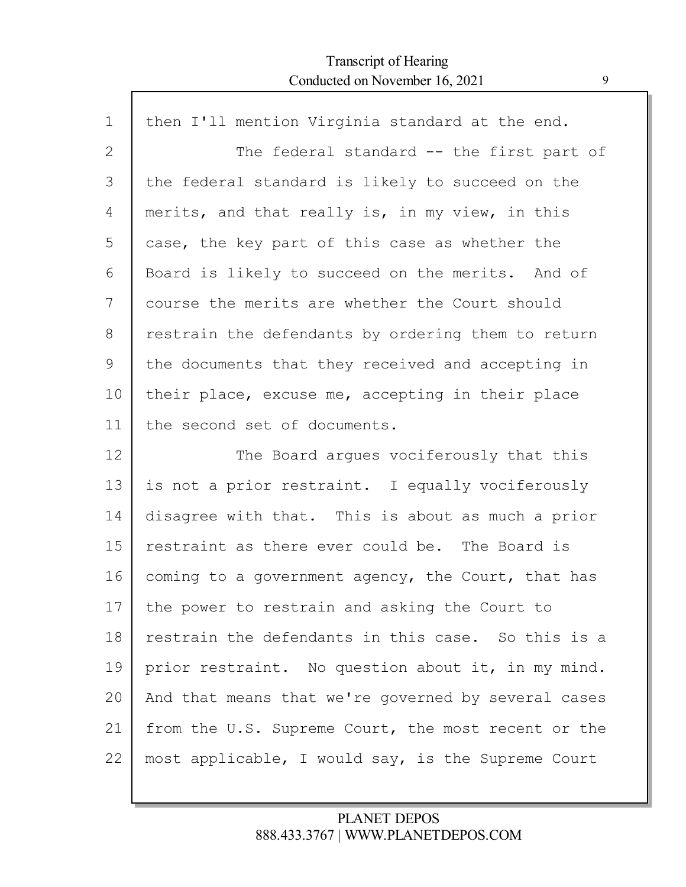then I'll mention Virginia standard at the end.

The federal standard -- the first part of the federal standard is likely to succeed on the merits, and that really is, in my view, in this case, the key part of this case as whether the Board is likely to succeed on the merits. And of course the merits are whether the Court should restrain the defendants by ordering them to return the documents that they received and accepting in their place, excuse me, accepting in their place the second set of documents.

The Board argues vociferously that this is not a prior restraint. I equally vociferously disagree with that. This is about as much a prior restraint as there ever could be. The Board is coming to a government agency, the Court, that has the power to restrain and asking the Court to restrain the defendants in this case. So this is a prior restraint. No question about it, in my mind. And that means that we're governed by several cases from the U.S. Supreme Court, the most recent or the most applicable, I would say, is the Supreme Court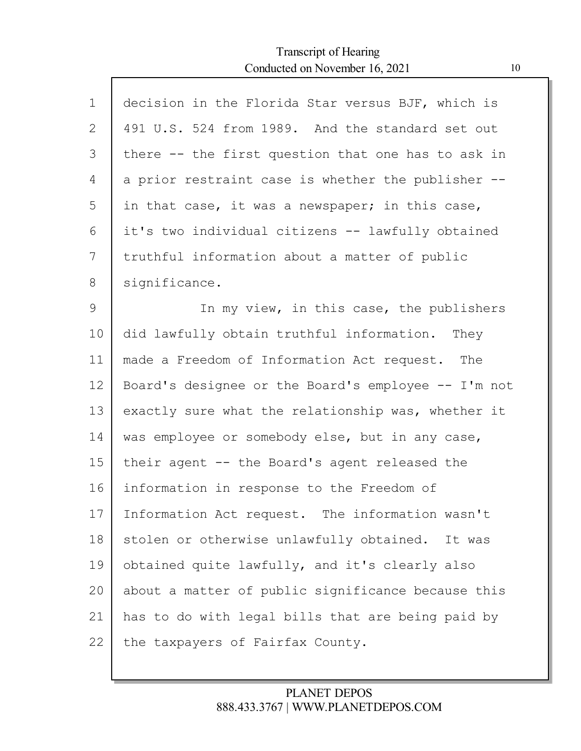decision in the Florida Star versus BJF, which is 491 U.S. 524 from 1989. And the standard set out there -- the first question that one has to ask in a prior restraint case is whether the publisher -- in that case, it was a newspaper; in this case, it's two individual citizens -- lawfully obtained truthful information about a matter of public significance.

In my view, in this case, the publishers did lawfully obtain truthful information. They made a Freedom of Information Act request. The Board's designee or the Board's employee -- I'm not exactly sure what the relationship was, whether it was employee or somebody else, but in any case, their agent -- the Board's agent released the information in response to the Freedom of Information Act request. The information wasn't stolen or otherwise unlawfully obtained. It was obtained quite lawfully, and it's clearly also about a matter of public significance because this has to do with legal bills that are being paid by the taxpayers of Fairfax County.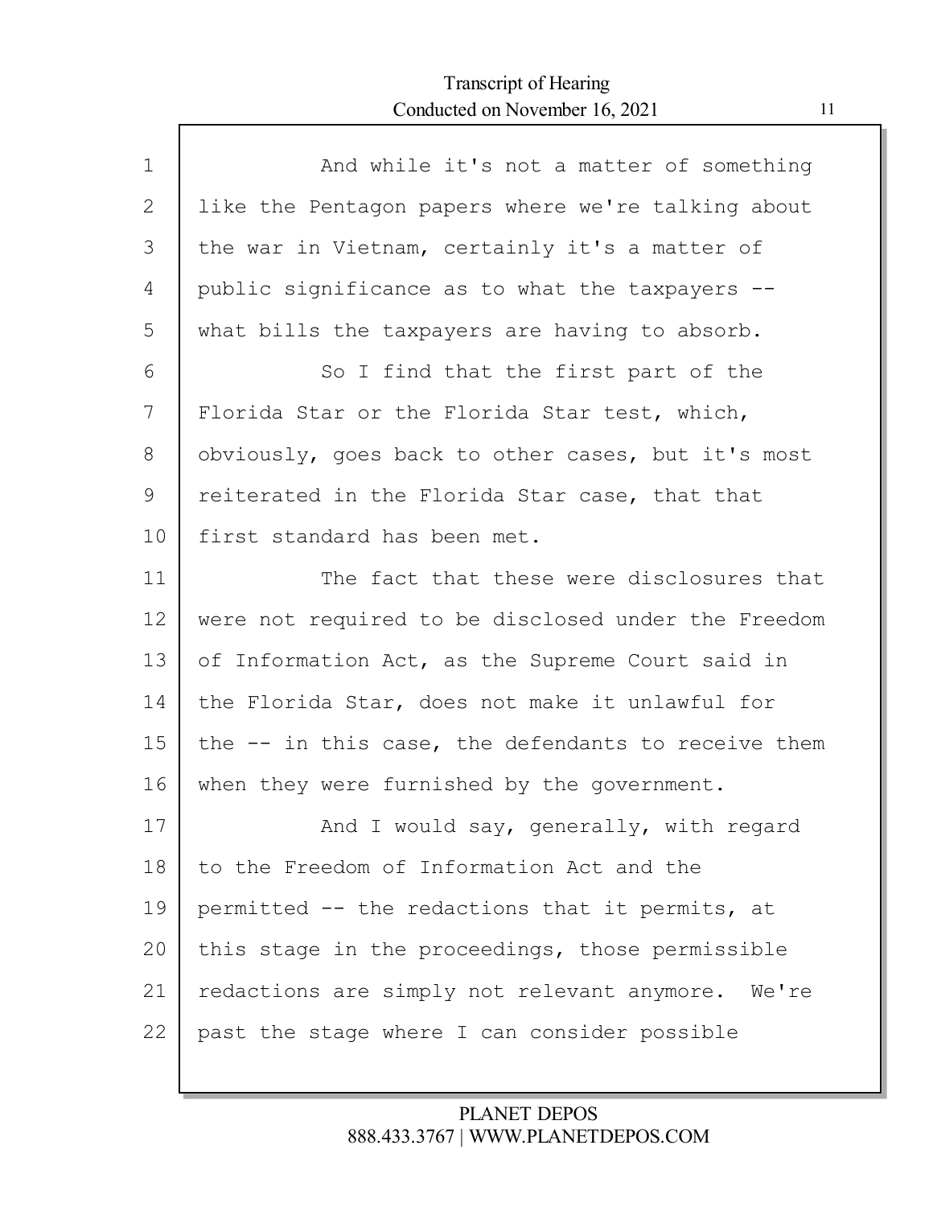And while it's not a matter of something like the Pentagon papers where we're talking about the war in Vietnam, certainly it's a matter of public significance as to what the taxpayers -- what bills the taxpayers are having to absorb.

So I find that the first part of the Florida Star or the Florida Star test, which, obviously, goes back to other cases, but it's most reiterated in the Florida Star case, that that first standard has been met.

The fact that these were disclosures that were not required to be disclosed under the Freedom of Information Act, as the Supreme Court said in the Florida Star, does not make it unlawful for the -- in this case, the defendants to receive them when they were furnished by the government.

And I would say, generally, with regard to the Freedom of Information Act and the permitted -- the redactions that it permits, at this stage in the proceedings, those permissible redactions are simply not relevant anymore. We're past the stage where I can consider possible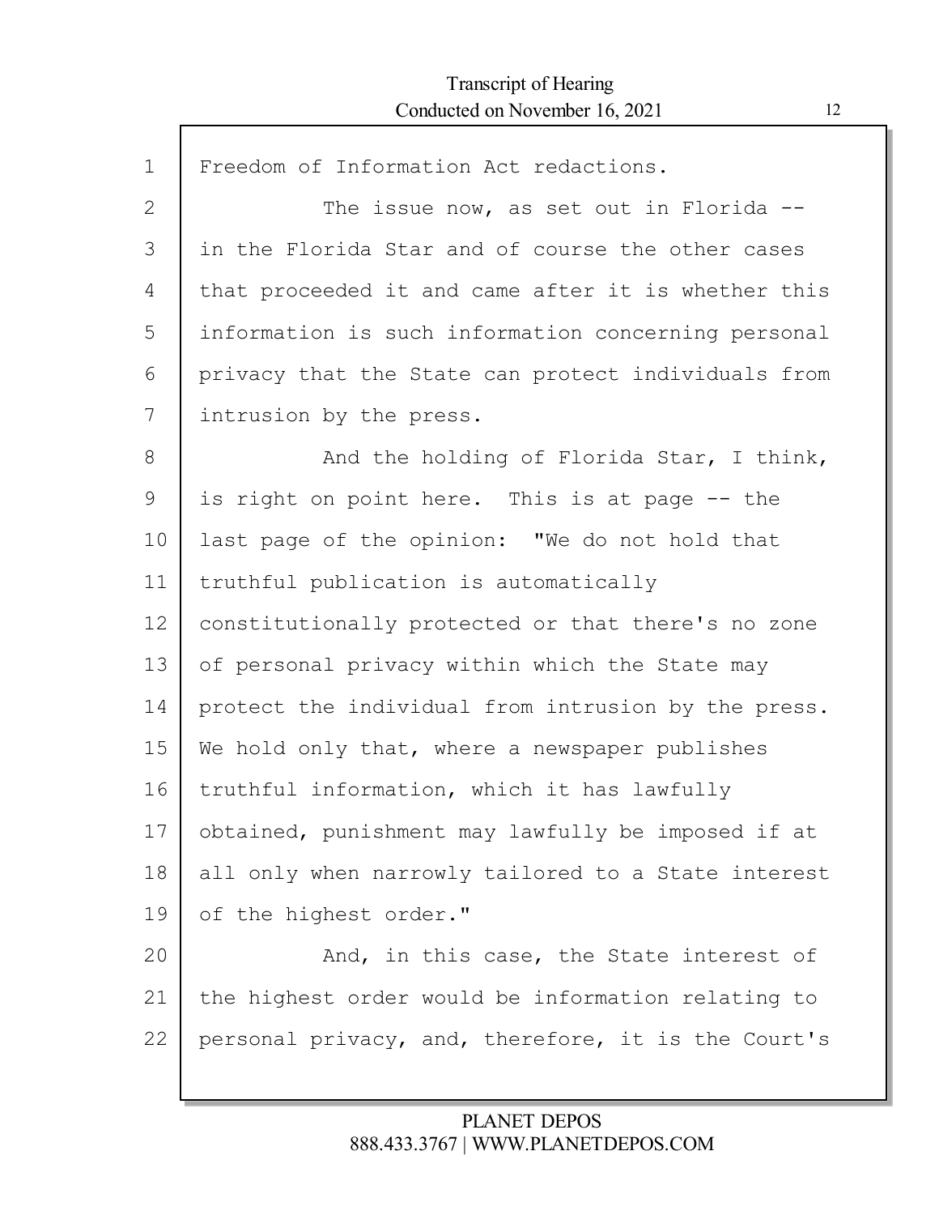Freedom of Information Act redactions.

The issue now, as set out in Florida -- in the Florida Star and of course the other cases that proceeded it and came after it is whether this information is such information concerning personal privacy that the State can protect individuals from intrusion by the press.

And the holding of Florida Star, I think, is right on point here. This is at page -- the last page of the opinion: "We do not hold that truthful publication is automatically constitutionally protected or that there's no zone of personal privacy within which the State may protect the individual from intrusion by the press. We hold only that, where a newspaper publishes truthful information, which it has lawfully obtained, punishment may lawfully be imposed if at all only when narrowly tailored to a State interest of the highest order."

And, in this case, the State interest of the highest order would be information relating to personal privacy, and, therefore, it is the Court's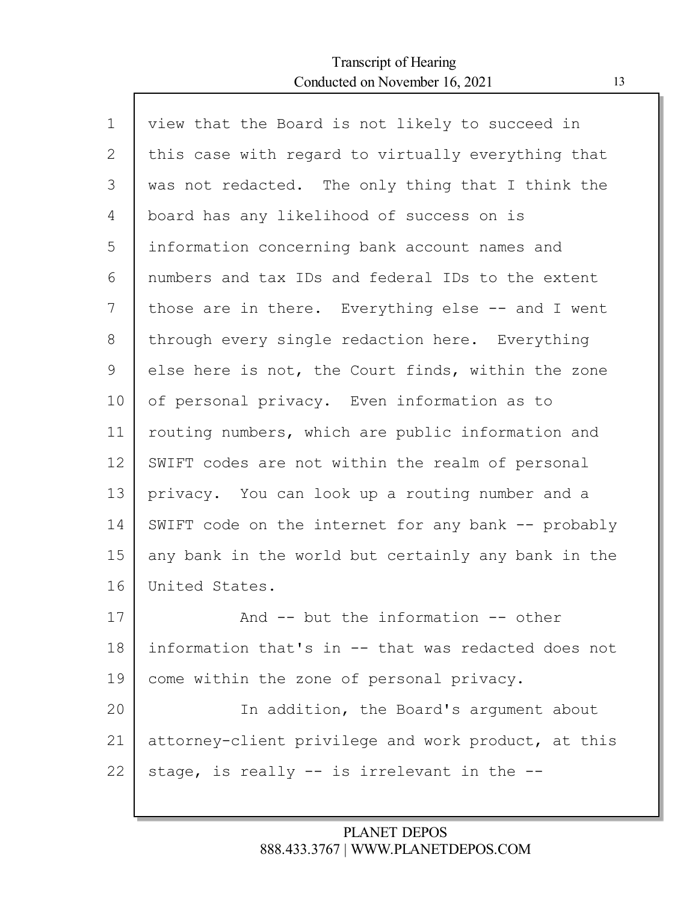view that the Board is not likely to succeed in this case with regard to virtually everything that was not redacted. The only thing that I think the board has any likelihood of success on is information concerning bank account names and numbers and tax IDs and federal IDs to the extent those are in there. Everything else -- and I went through every single redaction here. Everything else here is not, the Court finds, within the zone of personal privacy. Even information as to routing numbers, which are public information and SWIFT codes are not within the realm of personal privacy. You can look up a routing number and a SWIFT code on the internet for any bank -- probably any bank in the world but certainly any bank in the United States.

And -- but the information -- other information that's in -- that was redacted does not come within the zone of personal privacy.

In addition, the Board's argument about attorney-client privilege and work product, at this stage, is really -- is irrelevant in the --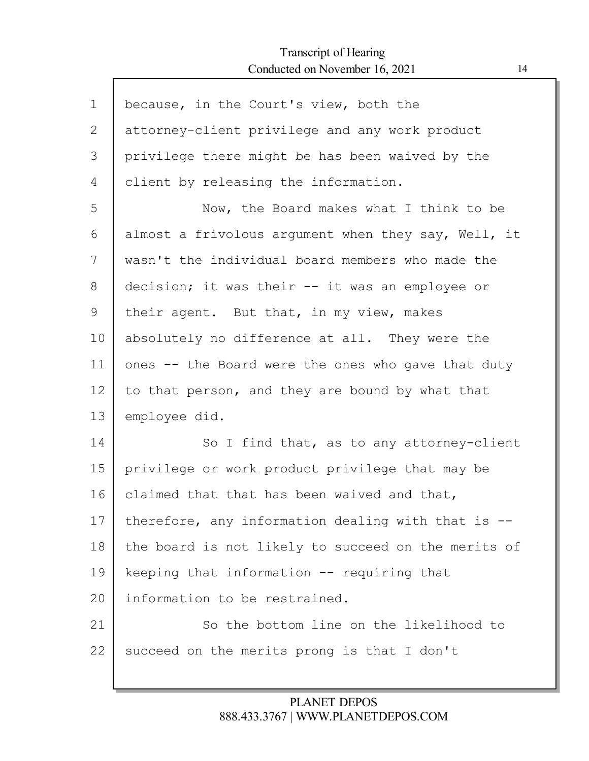because, in the Court's view, both the attorney-client privilege and any work product privilege there might be has been waived by the client by releasing the information.

Now, the Board makes what I think to be almost a frivolous argument when they say, Well, it wasn't the individual board members who made the decision; it was their -- it was an employee or their agent. But that, in my view, makes absolutely no difference at all. They were the ones -- the Board were the ones who gave that duty to that person, and they are bound by what that employee did.

So I find that, as to any attorney-client privilege or work product privilege that may be claimed that that has been waived and that, therefore, any information dealing with that is -- the board is not likely to succeed on the merits of keeping that information -- requiring that information to be restrained.

So the bottom line on the likelihood to succeed on the merits prong is that I don't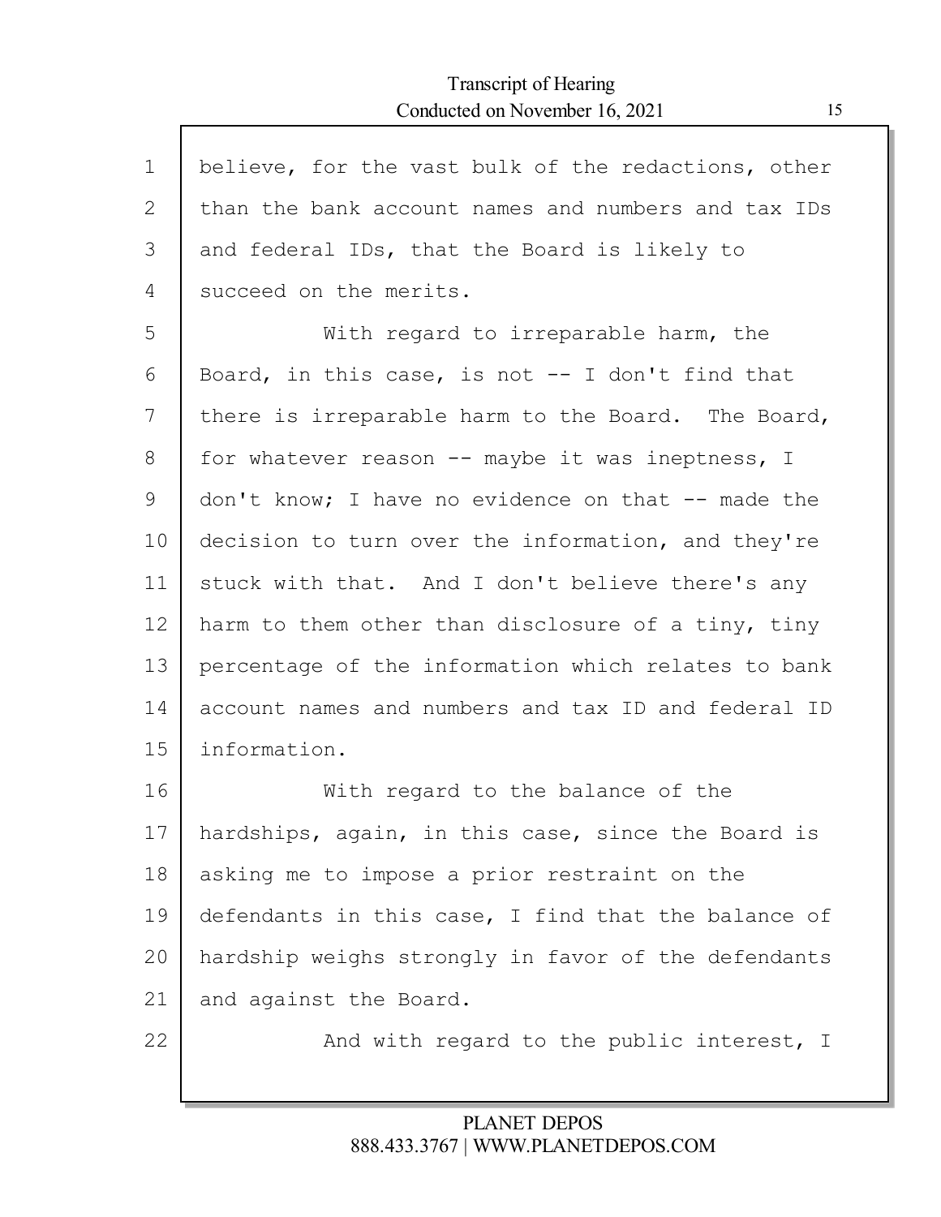believe, for the vast bulk of the redactions, other than the bank account names and numbers and tax IDs and federal IDs, that the Board is likely to succeed on the merits.

With regard to irreparable harm, the Board, in this case, is not -- I don't find that there is irreparable harm to the Board. The Board, for whatever reason -- maybe it was ineptness, I don't know; I have no evidence on that -- made the decision to turn over the information, and they're stuck with that. And I don't believe there's any harm to them other than disclosure of a tiny, tiny percentage of the information which relates to bank account names and numbers and tax ID and federal ID information.

With regard to the balance of the hardships, again, in this case, since the Board is asking me to impose a prior restraint on the defendants in this case, I find that the balance of hardship weighs strongly in favor of the defendants and against the Board.

And with regard to the public interest, I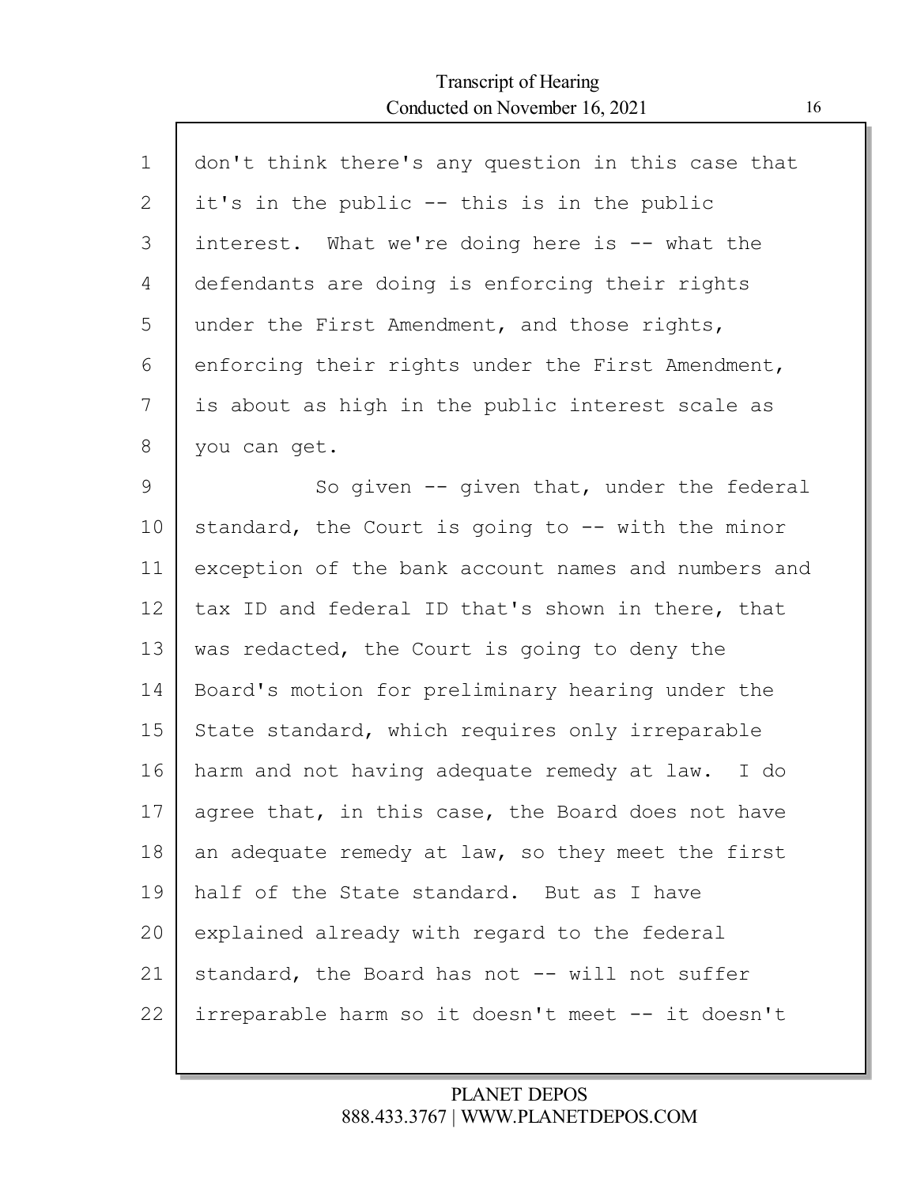don't think there's any question in this case that it's in the public -- this is in the public interest. What we're doing here is -- what the defendants are doing is enforcing their rights under the First Amendment, and those rights, enforcing their rights under the First Amendment, is about as high in the public interest scale as you can get.

So given -- given that, under the federal standard, the Court is going to -- with the minor exception of the bank account names and numbers and tax ID and federal ID that's shown in there, that was redacted, the Court is going to deny the Board's motion for preliminary hearing under the State standard, which requires only irreparable harm and not having adequate remedy at law. I do agree that, in this case, the Board does not have an adequate remedy at law, so they meet the first half of the State standard. But as I have explained already with regard to the federal standard, the Board has not -- will not suffer irreparable harm so it doesn't meet -- it doesn't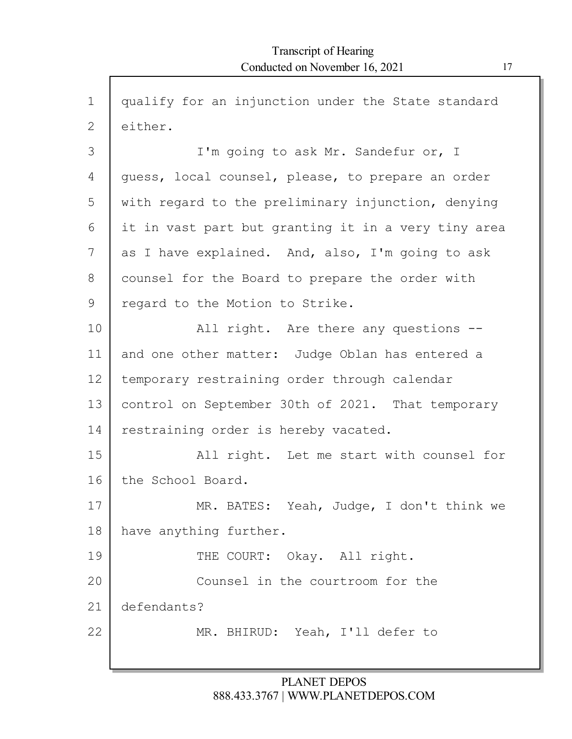1 qualify for an injunction under the State standard
2 either.
3 I'm going to ask Mr. Sandefur or, I
4 guess, local counsel, please, to prepare an order
5 with regard to the preliminary injunction, denying
6 it in vast part but granting it in a very tiny area
7 as I have explained. And, also, I'm going to ask
8 counsel for the Board to prepare the order with
9 regard to the Motion to Strike.
10 All right. Are there any questions --
11 and one other matter: Judge Oblan has entered a
12 temporary restraining order through calendar
13 control on September 30th of 2021. That temporary
14 restraining order is hereby vacated.
15 All right. Let me start with counsel for
16 the School Board.
17 MR. BATES: Yeah, Judge, I don't think we
18 have anything further.
19 THE COURT: Okay. All right.
20 Counsel in the courtroom for the
21 defendants?
22 MR. BHIRUD: Yeah, I'll defer to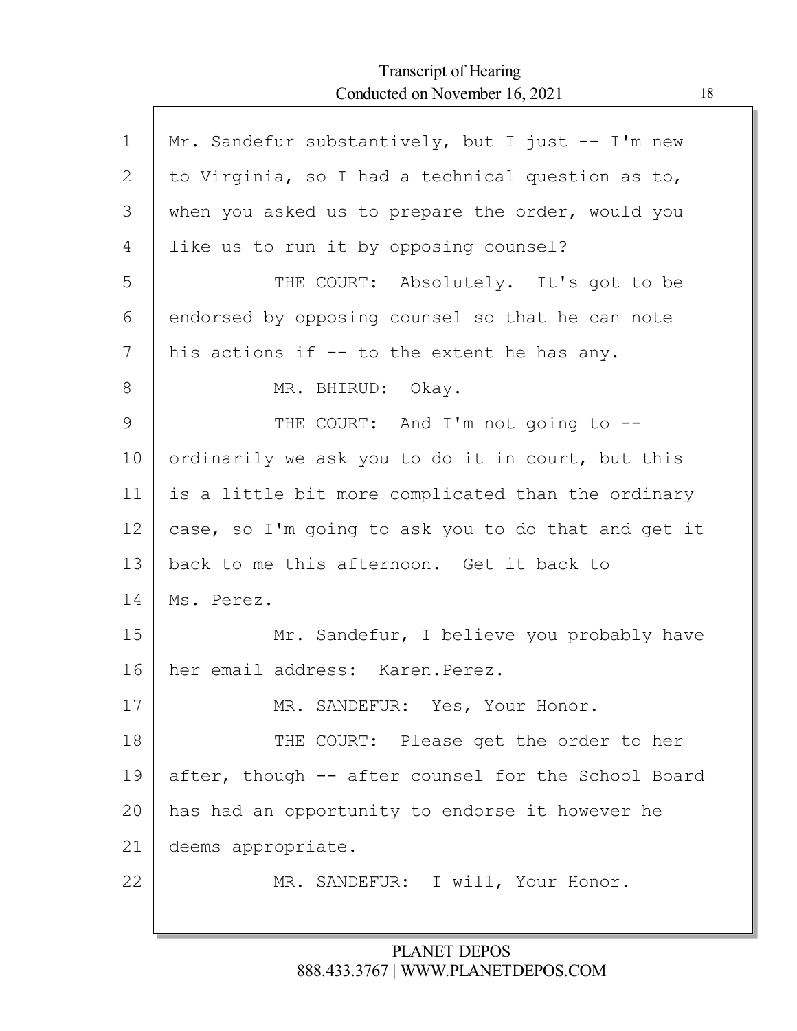Mr. Sandefur substantively, but I just -- I'm new to Virginia, so I had a technical question as to, when you asked us to prepare the order, would you like us to run it by opposing counsel?

THE COURT: Absolutely. It's got to be endorsed by opposing counsel so that he can note his actions if -- to the extent he has any.

MR. BHIRUD: Okay.

THE COURT: And I'm not going to -- ordinarily we ask you to do it in court, but this is a little bit more complicated than the ordinary case, so I'm going to ask you to do that and get it back to me this afternoon. Get it back to Ms. Perez.

Mr. Sandefur, I believe you probably have her email address: Karen.Perez.

MR. SANDEFUR: Yes, Your Honor.

THE COURT: Please get the order to her after, though -- after counsel for the School Board has had an opportunity to endorse it however he deems appropriate.

MR. SANDEFUR: I will, Your Honor.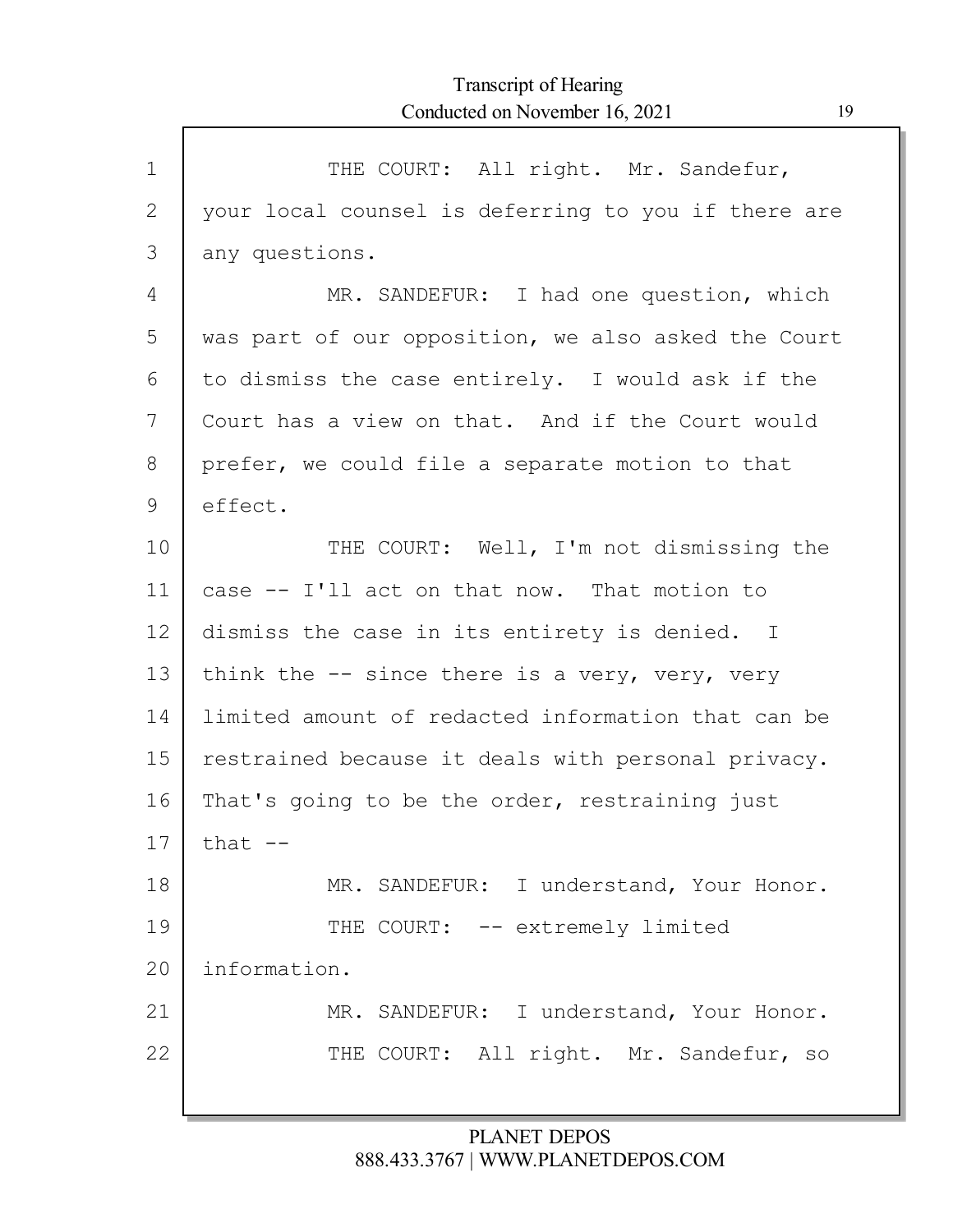THE COURT: All right. Mr. Sandefur, your local counsel is deferring to you if there are any questions.

MR. SANDEFUR: I had one question, which was part of our opposition, we also asked the Court to dismiss the case entirely. I would ask if the Court has a view on that. And if the Court would prefer, we could file a separate motion to that effect.

THE COURT: Well, I'm not dismissing the case -- I'll act on that now. That motion to dismiss the case in its entirety is denied. I think the -- since there is a very, very, very limited amount of redacted information that can be restrained because it deals with personal privacy. That's going to be the order, restraining just that --

MR. SANDEFUR: I understand, Your Honor.

THE COURT: -- extremely limited information.

MR. SANDEFUR: I understand, Your Honor.

THE COURT: All right. Mr. Sandefur, so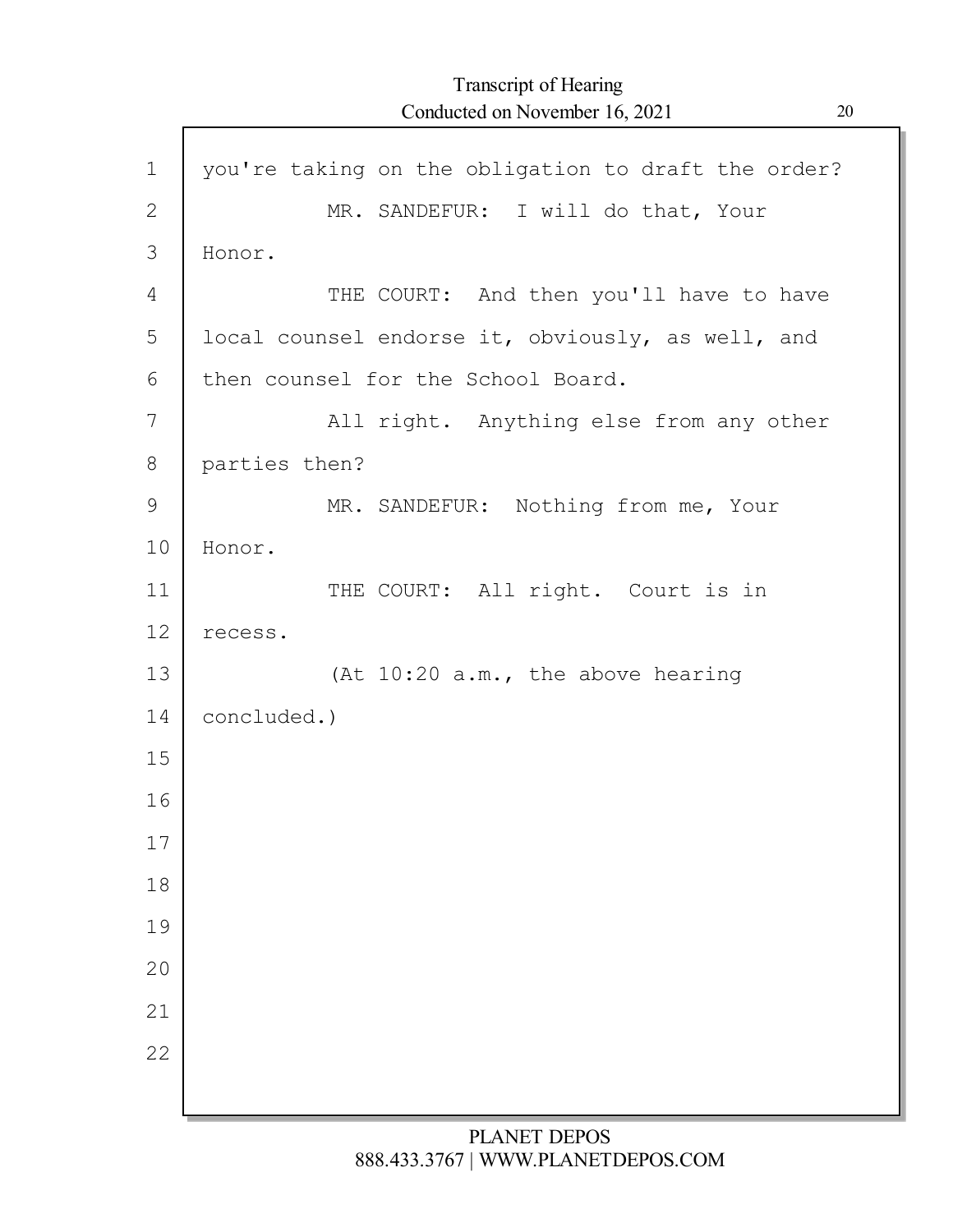you're taking on the obligation to draft the order?

MR. SANDEFUR: I will do that, Your Honor.

THE COURT: And then you'll have to have local counsel endorse it, obviously, as well, and then counsel for the School Board.

All right. Anything else from any other parties then?

MR. SANDEFUR: Nothing from me, Your Honor.

THE COURT: All right. Court is in recess.

(At 10:20 a.m., the above hearing concluded.)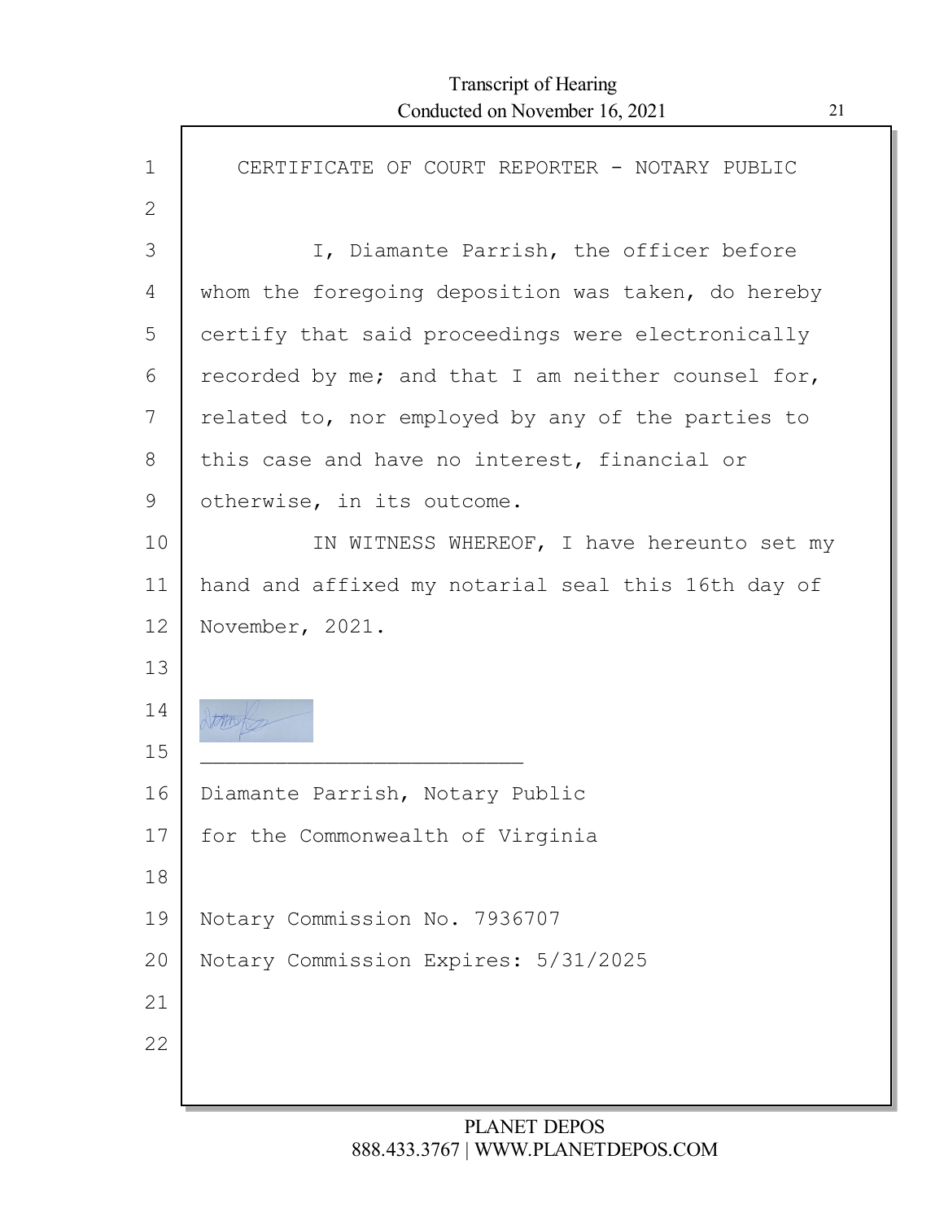CERTIFICATE OF COURT REPORTER - NOTARY PUBLIC

I, Diamante Parrish, the officer before whom the foregoing deposition was taken, do hereby certify that said proceedings were electronically recorded by me; and that I am neither counsel for, related to, nor employed by any of the parties to this case and have no interest, financial or otherwise, in its outcome.

IN WITNESS WHEREOF, I have hereunto set my hand and affixed my notarial seal this 16th day of November, 2021.

___________________________

Diamante Parrish, Notary Public
for the Commonwealth of Virginia

Notary Commission No. 7936707
Notary Commission Expires: 5/31/2025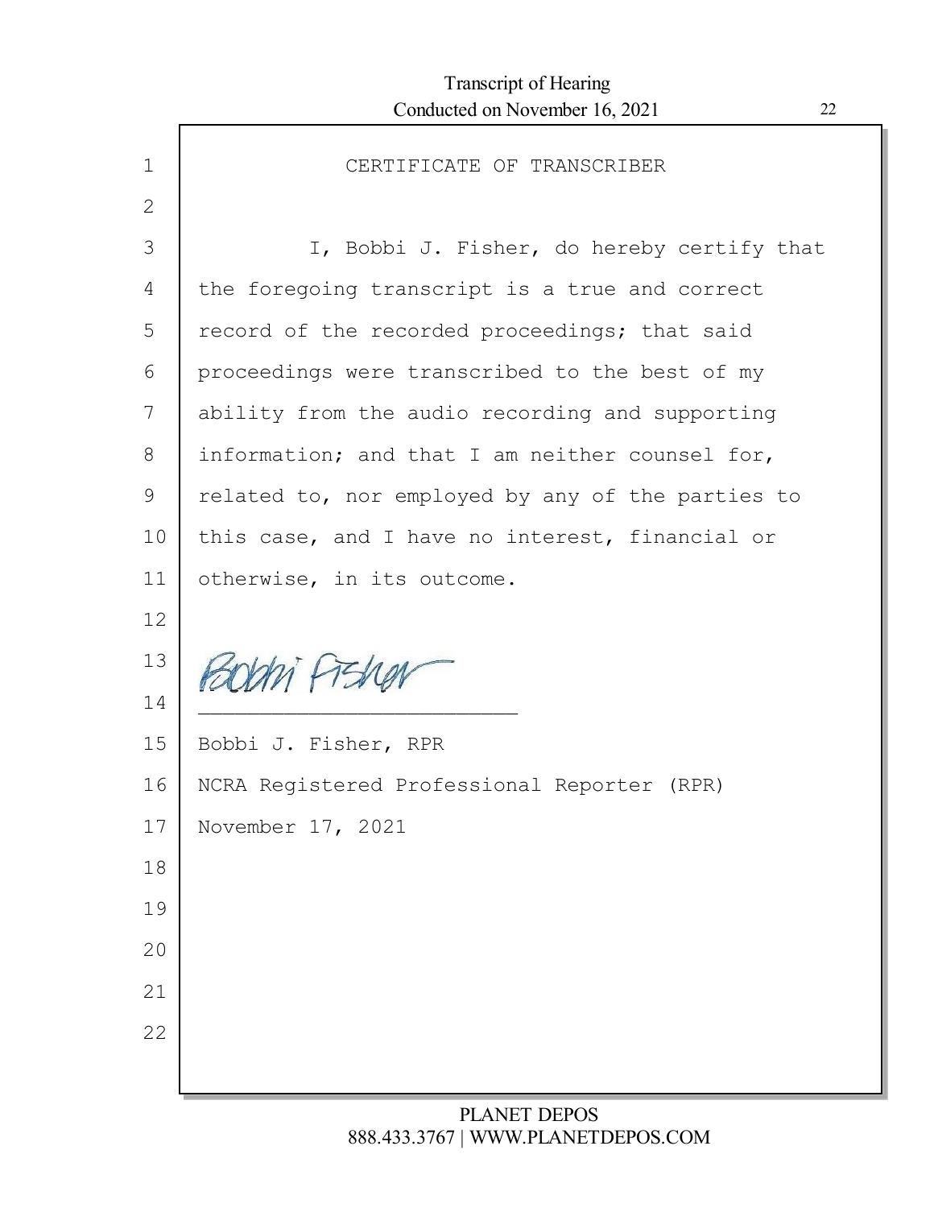CERTIFICATE OF TRANSCRIBER

I, Bobbi J. Fisher, do hereby certify that the foregoing transcript is a true and correct record of the recorded proceedings; that said proceedings were transcribed to the best of my ability from the audio recording and supporting information; and that I am neither counsel for, related to, nor employed by any of the parties to this case, and I have no interest, financial or otherwise, in its outcome.

Bobbi Fisher

\_\_\_\_\_\_\_\_\_\_\_\_\_\_\_\_\_\_\_\_\_\_\_\_\_\_

Bobbi J. Fisher, RPR

NCRA Registered Professional Reporter (RPR)

November 17, 2021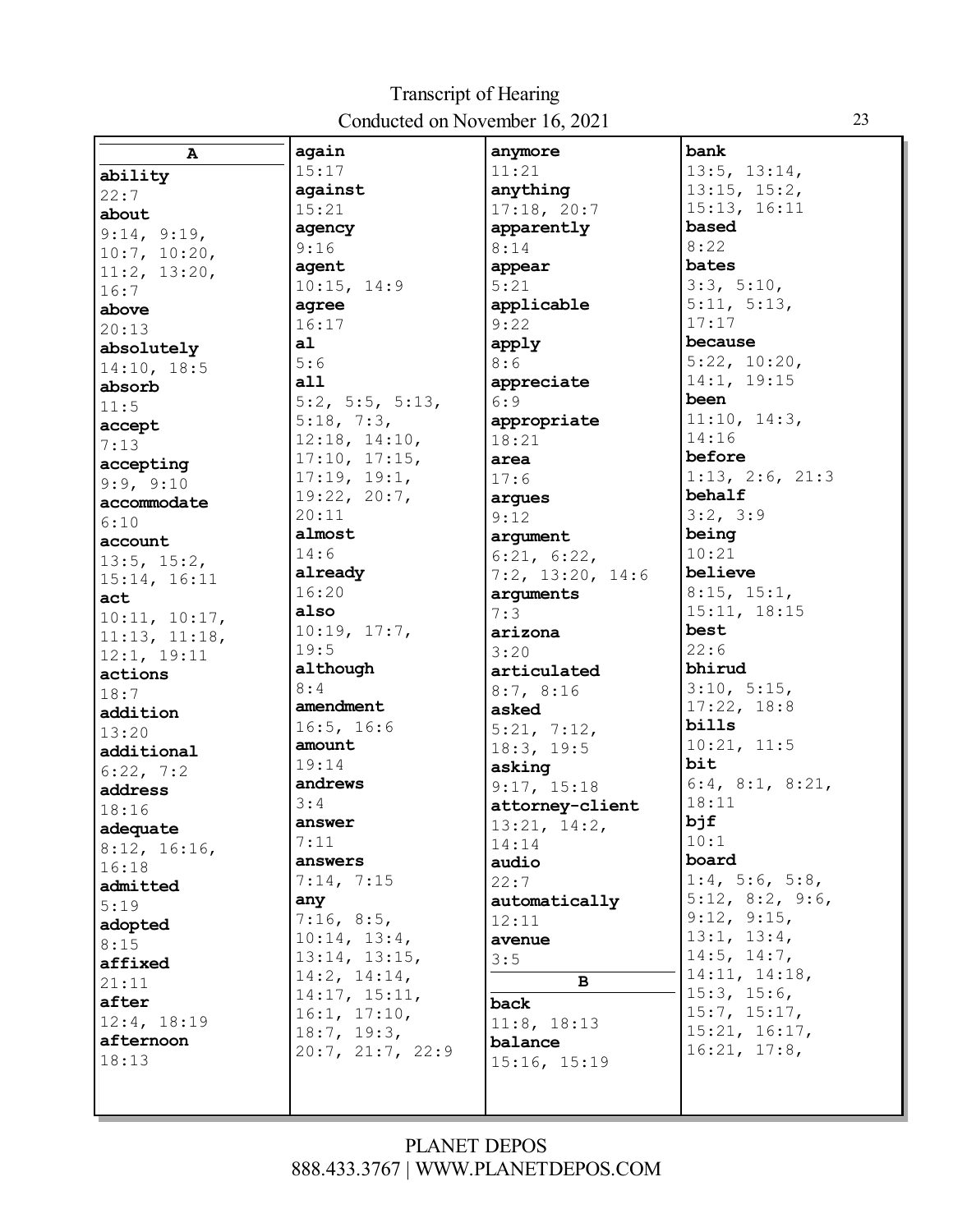**A**

**ability**
22:7

**about**
9:14, 9:19, 10:7, 10:20, 11:2, 13:20, 16:7

**above**
20:13

**absolutely**
14:10, 18:5

**absorb**
11:5

**accept**
7:13

**accepting**
9:9, 9:10

**accommodate**
6:10

**account**
13:5, 15:2, 15:14, 16:11

**act**
10:11, 10:17, 11:13, 11:18, 12:1, 19:11

**actions**
18:7

**addition**
13:20

**additional**
6:22, 7:2

**address**
18:16

**adequate**
8:12, 16:16, 16:18

**admitted**
5:19

**adopted**
8:15

**affixed**
21:11

**after**
12:4, 18:19

**afternoon**
18:13

**again**
15:17

**against**
15:21

**agency**
9:16

**agent**
10:15, 14:9

**agree**
16:17

**al**
5:6

**all**
5:2, 5:5, 5:13, 5:18, 7:3, 12:18, 14:10, 17:10, 17:15, 17:19, 19:1, 19:22, 20:7, 20:11

**almost**
14:6

**already**
16:20

**also**
10:19, 17:7, 19:5

**although**
8:4

**amendment**
16:5, 16:6

**amount**
19:14

**andrews**
3:4

**answer**
7:11

**answers**
7:14, 7:15

**any**
7:16, 8:5, 10:14, 13:4, 13:14, 13:15, 14:2, 14:14, 14:17, 15:11, 16:1, 17:10, 18:7, 19:3, 20:7, 21:7, 22:9

**anymore**
11:21

**anything**
17:18, 20:7

**apparently**
8:14

**appear**
5:21

**applicable**
9:22

**apply**
8:6

**appreciate**
6:9

**appropriate**
18:21

**area**
17:6

**argues**
9:12

**argument**
6:21, 6:22, 7:2, 13:20, 14:6

**arguments**
7:3

**arizona**
3:20

**articulated**
8:7, 8:16

**asked**
5:21, 7:12, 18:3, 19:5

**asking**
9:17, 15:18

**attorney-client**
13:21, 14:2, 14:14

**audio**
22:7

**automatically**
12:11

**avenue**
3:5

**B**

**back**
11:8, 18:13

**balance**
15:16, 15:19

**bank**
13:5, 13:14, 13:15, 15:2, 15:13, 16:11

**based**
8:22

**bates**
3:3, 5:10, 5:11, 5:13, 17:17

**because**
5:22, 10:20, 14:1, 19:15

**been**
11:10, 14:3, 14:16

**before**
1:13, 2:6, 21:3

**behalf**
3:2, 3:9

**being**
10:21

**believe**
8:15, 15:1, 15:11, 18:15

**best**
22:6

**bhirud**
3:10, 5:15, 17:22, 18:8

**bills**
10:21, 11:5

**bit**
6:4, 8:1, 8:21, 18:11

**bjf**
10:1

**board**
1:4, 5:6, 5:8, 5:12, 8:2, 9:6, 9:12, 9:15, 13:1, 13:4, 14:5, 14:7, 14:11, 14:18, 15:3, 15:6, 15:7, 15:17, 15:21, 16:17, 16:21, 17:8,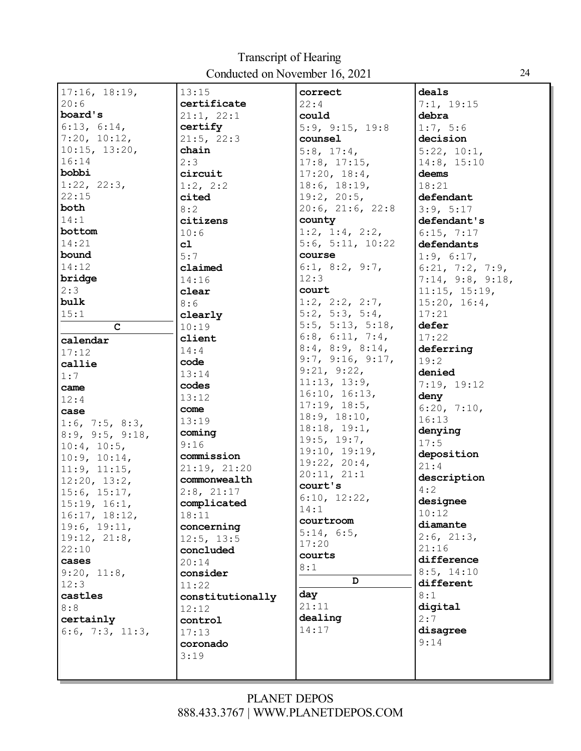17:16, 18:19,
20:6

**board's**
6:13, 6:14,
7:20, 10:12,
10:15, 13:20,
16:14

**bobbi**
1:22, 22:3,
22:15

**both**
14:1

**bottom**
14:21

**bound**
14:12

**bridge**
2:3

**bulk**
15:1

**C**

**calendar**
17:12

**callie**
1:7

**came**
12:4

**case**
1:6, 7:5, 8:3,
8:9, 9:5, 9:18,
10:4, 10:5,
10:9, 10:14,
11:9, 11:15,
12:20, 13:2,
15:6, 15:17,
15:19, 16:1,
16:17, 18:12,
19:6, 19:11,
19:12, 21:8,
22:10

**cases**
9:20, 11:8,
12:3

**castles**
8:8

**certainly**
6:6, 7:3, 11:3,
13:15

**certificate**
21:1, 22:1

**certify**
21:5, 22:3

**chain**
2:3

**circuit**
1:2, 2:2

**cited**
8:2

**citizens**
10:6

**cl**
5:7

**claimed**
14:16

**clear**
8:6

**clearly**
10:19

**client**
14:4

**code**
13:14

**codes**
13:12

**come**
13:19

**coming**
9:16

**commission**
21:19, 21:20

**commonwealth**
2:8, 21:17

**complicated**
18:11

**concerning**
12:5, 13:5

**concluded**
20:14

**consider**
11:22

**constitutionally**
12:12

**control**
17:13

**coronado**
3:19

**correct**
22:4

**could**
5:9, 9:15, 19:8

**counsel**
5:8, 17:4,
17:8, 17:15,
17:20, 18:4,
18:6, 18:19,
19:2, 20:5,
20:6, 21:6, 22:8

**county**
1:2, 1:4, 2:2,
5:6, 5:11, 10:22

**course**
6:1, 8:2, 9:7,
12:3

**court**
1:2, 2:2, 2:7,
5:2, 5:3, 5:4,
5:5, 5:13, 5:18,
6:8, 6:11, 7:4,
8:4, 8:9, 8:14,
9:7, 9:16, 9:17,
9:21, 9:22,
11:13, 13:9,
16:10, 16:13,
17:19, 18:5,
18:9, 18:10,
18:18, 19:1,
19:5, 19:7,
19:10, 19:19,
19:22, 20:4,
20:11, 21:1

**court's**
6:10, 12:22,
14:1

**courtroom**
5:14, 6:5,
17:20

**courts**
8:1

**D**

**day**
21:11

**dealing**
14:17

**deals**
7:1, 19:15

**debra**
1:7, 5:6

**decision**
5:22, 10:1,
14:8, 15:10

**deems**
18:21

**defendant**
3:9, 5:17

**defendant's**
6:15, 7:17

**defendants**
1:9, 6:17,
6:21, 7:2, 7:9,
7:14, 9:8, 9:18,
11:15, 15:19,
15:20, 16:4,
17:21

**defer**
17:22

**deferring**
19:2

**denied**
7:19, 19:12

**deny**
6:20, 7:10,
16:13

**denying**
17:5

**deposition**
21:4

**description**
4:2

**designee**
10:12

**diamante**
2:6, 21:3,
21:16

**difference**
8:5, 14:10

**different**
8:1

**digital**
2:7

**disagree**
9:14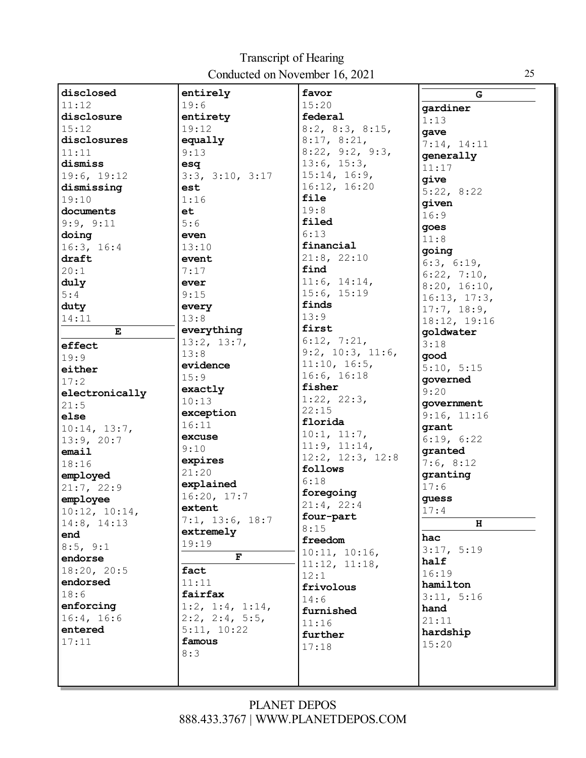**disclosed**
11:12
**disclosure**
15:12
**disclosures**
11:11
**dismiss**
19:6, 19:12
**dismissing**
19:10
**documents**
9:9, 9:11
**doing**
16:3, 16:4
**draft**
20:1
**duly**
5:4
**duty**
14:11

### E

**effect**
19:9
**either**
17:2
**electronically**
21:5
**else**
10:14, 13:7, 13:9, 20:7
**email**
18:16
**employed**
21:7, 22:9
**employee**
10:12, 10:14, 14:8, 14:13
**end**
8:5, 9:1
**endorse**
18:20, 20:5
**endorsed**
18:6
**enforcing**
16:4, 16:6
**entered**
17:11
**entirely**
19:6
**entirety**
19:12
**equally**
9:13
**esq**
3:3, 3:10, 3:17
**est**
1:16
**et**
5:6
**even**
13:10
**event**
7:17
**ever**
9:15
**every**
13:8
**everything**
13:2, 13:7, 13:8
**evidence**
15:9
**exactly**
10:13
**exception**
16:11
**excuse**
9:10
**expires**
21:20
**explained**
16:20, 17:7
**extent**
7:1, 13:6, 18:7
**extremely**
19:19

### F

**fact**
11:11
**fairfax**
1:2, 1:4, 1:14, 2:2, 2:4, 5:5, 5:11, 10:22
**famous**
8:3
**favor**
15:20
**federal**
8:2, 8:3, 8:15, 8:17, 8:21, 8:22, 9:2, 9:3, 13:6, 15:3, 15:14, 16:9, 16:12, 16:20
**file**
19:8
**filed**
6:13
**financial**
21:8, 22:10
**find**
11:6, 14:14, 15:6, 15:19
**finds**
13:9
**first**
6:12, 7:21, 9:2, 10:3, 11:6, 11:10, 16:5, 16:6, 16:18
**fisher**
1:22, 22:3, 22:15
**florida**
10:1, 11:7, 11:9, 11:14, 12:2, 12:3, 12:8
**follows**
6:18
**foregoing**
21:4, 22:4
**four-part**
8:15
**freedom**
10:11, 10:16, 11:12, 11:18, 12:1
**frivolous**
14:6
**furnished**
11:16
**further**
17:18

### G

**gardiner**
1:13
**gave**
7:14, 14:11
**generally**
11:17
**give**
5:22, 8:22
**given**
16:9
**goes**
11:8
**going**
6:3, 6:19, 6:22, 7:10, 8:20, 16:10, 16:13, 17:3, 17:7, 18:9, 18:12, 19:16
**goldwater**
3:18
**good**
5:10, 5:15
**governed**
9:20
**government**
9:16, 11:16
**grant**
6:19, 6:22
**granted**
7:6, 8:12
**granting**
17:6
**guess**
17:4

### H

**hac**
3:17, 5:19
**half**
16:19
**hamilton**
3:11, 5:16
**hand**
21:11
**hardship**
15:20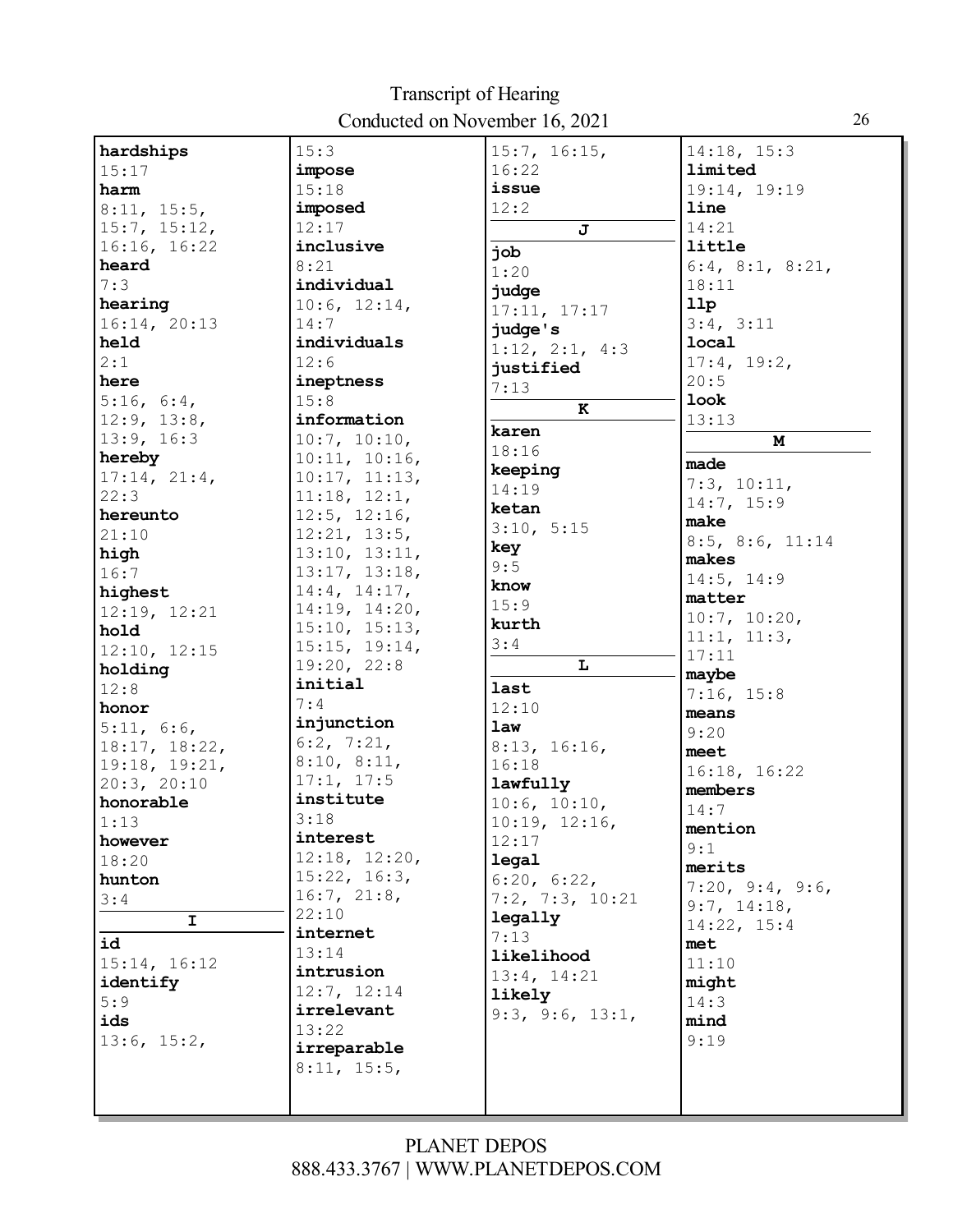**hardships**
15:17
**harm**
8:11, 15:5, 15:7, 15:12, 16:16, 16:22
**heard**
7:3
**hearing**
16:14, 20:13
**held**
2:1
**here**
5:16, 6:4, 12:9, 13:8, 13:9, 16:3
**hereby**
17:14, 21:4, 22:3
**hereunto**
21:10
**high**
16:7
**highest**
12:19, 12:21
**hold**
12:10, 12:15
**holding**
12:8
**honor**
5:11, 6:6, 18:17, 18:22, 19:18, 19:21, 20:3, 20:10
**honorable**
1:13
**however**
18:20
**hunton**
3:4

**I**

**id**
15:14, 16:12
**identify**
5:9
**ids**
13:6, 15:2, 15:3
**impose**
15:18
**imposed**
12:17
**inclusive**
8:21
**individual**
10:6, 12:14, 14:7
**individuals**
12:6
**ineptness**
15:8
**information**
10:7, 10:10, 10:11, 10:16, 10:17, 11:13, 11:18, 12:1, 12:5, 12:16, 12:21, 13:5, 13:10, 13:11, 13:17, 13:18, 14:4, 14:17, 14:19, 14:20, 15:10, 15:13, 15:15, 19:14, 19:20, 22:8
**initial**
7:4
**injunction**
6:2, 7:21, 8:10, 8:11, 17:1, 17:5
**institute**
3:18
**interest**
12:18, 12:20, 15:22, 16:3, 16:7, 21:8, 22:10
**internet**
13:14
**intrusion**
12:7, 12:14
**irrelevant**
13:22
**irreparable**
8:11, 15:5, 15:7, 16:15, 16:22
**issue**
12:2

**J**

**job**
1:20
**judge**
17:11, 17:17
**judge's**
1:12, 2:1, 4:3
**justified**
7:13

**K**

**karen**
18:16
**keeping**
14:19
**ketan**
3:10, 5:15
**key**
9:5
**know**
15:9
**kurth**
3:4

**L**

**last**
12:10
**law**
8:13, 16:16, 16:18
**lawfully**
10:6, 10:10, 10:19, 12:16, 12:17
**legal**
6:20, 6:22, 7:2, 7:3, 10:21
**legally**
7:13
**likelihood**
13:4, 14:21
**likely**
9:3, 9:6, 13:1, 14:18, 15:3
**limited**
19:14, 19:19
**line**
14:21
**little**
6:4, 8:1, 8:21, 18:11
**llp**
3:4, 3:11
**local**
17:4, 19:2, 20:5
**look**
13:13

**M**

**made**
7:3, 10:11, 14:7, 15:9
**make**
8:5, 8:6, 11:14
**makes**
14:5, 14:9
**matter**
10:7, 10:20, 11:1, 11:3, 17:11
**maybe**
7:16, 15:8
**means**
9:20
**meet**
16:18, 16:22
**members**
14:7
**mention**
9:1
**merits**
7:20, 9:4, 9:6, 9:7, 14:18, 14:22, 15:4
**met**
11:10
**might**
14:3
**mind**
9:19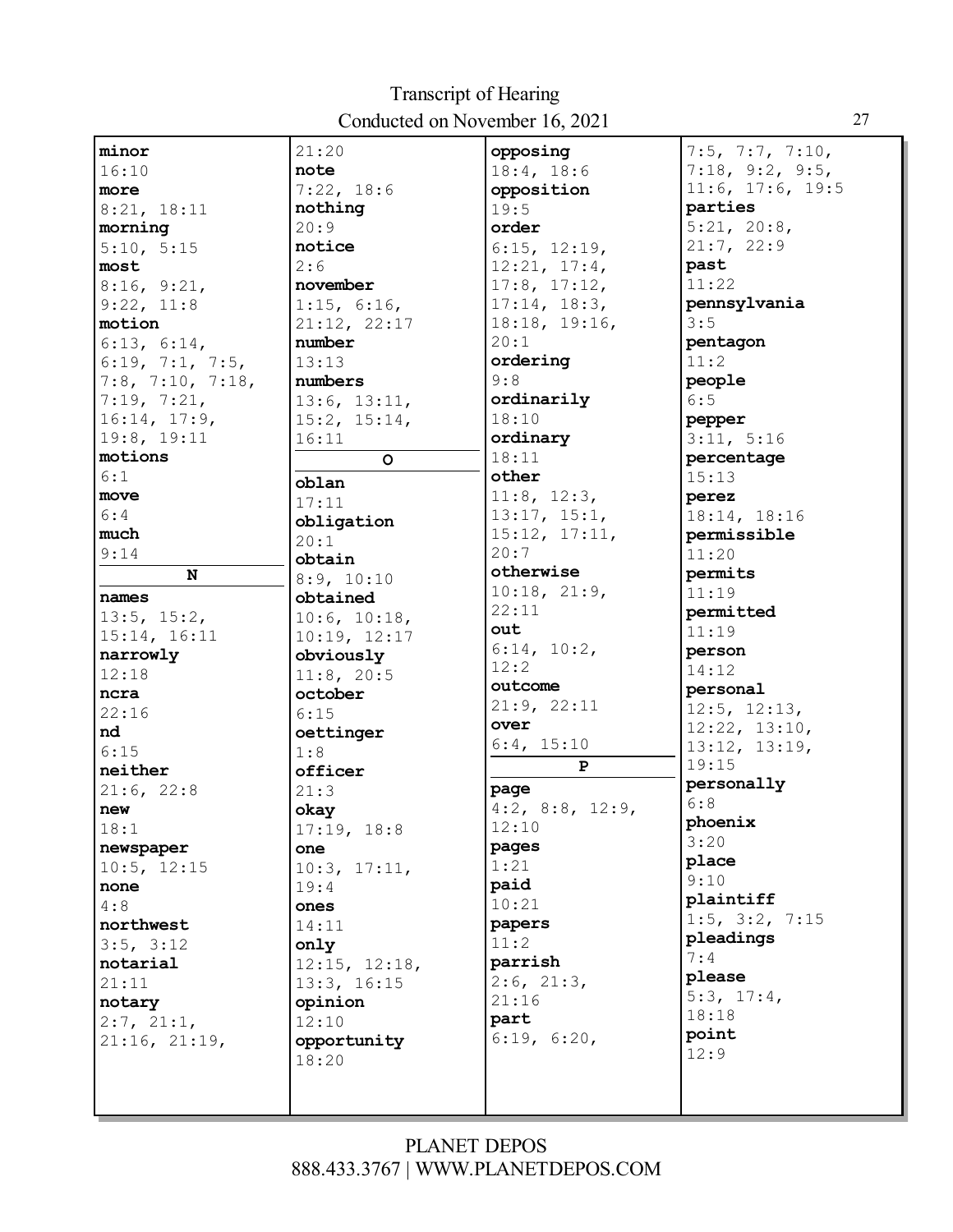**minor**
16:10
**more**
8:21, 18:11
**morning**
5:10, 5:15
**most**
8:16, 9:21,
9:22, 11:8
**motion**
6:13, 6:14,
6:19, 7:1, 7:5,
7:8, 7:10, 7:18,
7:19, 7:21,
16:14, 17:9,
19:8, 19:11
**motions**
6:1
**move**
6:4
**much**
9:14

**N**

**names**
13:5, 15:2,
15:14, 16:11
**narrowly**
12:18
**ncra**
22:16
**nd**
6:15
**neither**
21:6, 22:8
**new**
18:1
**newspaper**
10:5, 12:15
**none**
4:8
**northwest**
3:5, 3:12
**notarial**
21:11
**notary**
2:7, 21:1,
21:16, 21:19,
21:20
**note**
7:22, 18:6
**nothing**
20:9
**notice**
2:6
**november**
1:15, 6:16,
21:12, 22:17
**number**
13:13
**numbers**
13:6, 13:11,
15:2, 15:14,
16:11

**O**

**oblan**
17:11
**obligation**
20:1
**obtain**
8:9, 10:10
**obtained**
10:6, 10:18,
10:19, 12:17
**obviously**
11:8, 20:5
**october**
6:15
**oettinger**
1:8
**officer**
21:3
**okay**
17:19, 18:8
**one**
10:3, 17:11,
19:4
**ones**
14:11
**only**
12:15, 12:18,
13:3, 16:15
**opinion**
12:10
**opportunity**
18:20
**opposing**
18:4, 18:6
**opposition**
19:5
**order**
6:15, 12:19,
12:21, 17:4,
17:8, 17:12,
17:14, 18:3,
18:18, 19:16,
20:1
**ordering**
9:8
**ordinarily**
18:10
**ordinary**
18:11
**other**
11:8, 12:3,
13:17, 15:1,
15:12, 17:11,
20:7
**otherwise**
10:18, 21:9,
22:11
**out**
6:14, 10:2,
12:2
**outcome**
21:9, 22:11
**over**
6:4, 15:10

**P**

**page**
4:2, 8:8, 12:9,
12:10
**pages**
1:21
**paid**
10:21
**papers**
11:2
**parrish**
2:6, 21:3,
21:16
**part**
6:19, 6:20,
7:5, 7:7, 7:10,
7:18, 9:2, 9:5,
11:6, 17:6, 19:5
**parties**
5:21, 20:8,
21:7, 22:9
**past**
11:22
**pennsylvania**
3:5
**pentagon**
11:2
**people**
6:5
**pepper**
3:11, 5:16
**percentage**
15:13
**perez**
18:14, 18:16
**permissible**
11:20
**permits**
11:19
**permitted**
11:19
**person**
14:12
**personal**
12:5, 12:13,
12:22, 13:10,
13:12, 13:19,
19:15
**personally**
6:8
**phoenix**
3:20
**place**
9:10
**plaintiff**
1:5, 3:2, 7:15
**pleadings**
7:4
**please**
5:3, 17:4,
18:18
**point**
12:9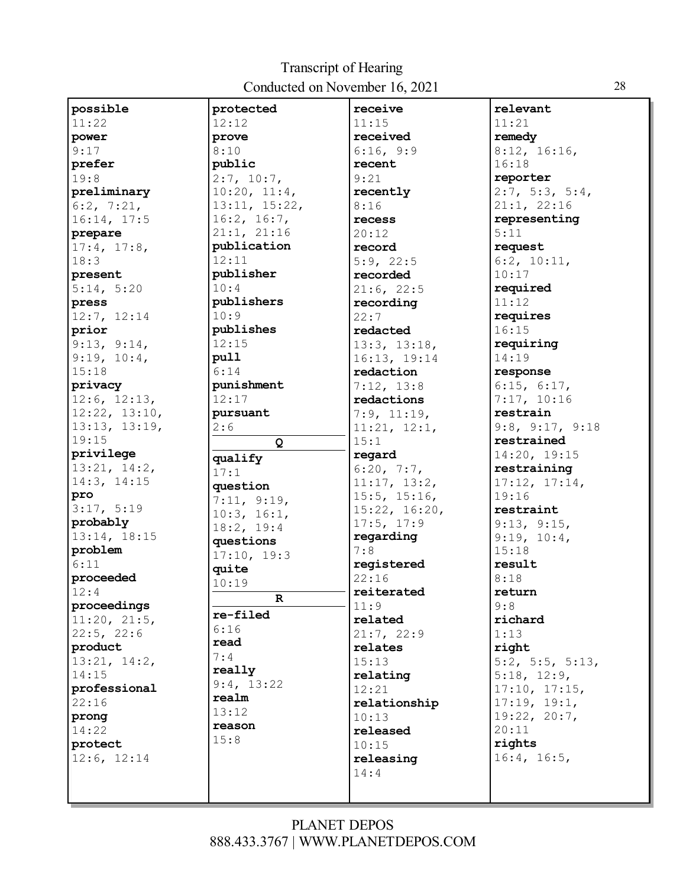**possible**
11:22
**power**
9:17
**prefer**
19:8
**preliminary**
6:2, 7:21, 16:14, 17:5
**prepare**
17:4, 17:8, 18:3
**present**
5:14, 5:20
**press**
12:7, 12:14
**prior**
9:13, 9:14, 9:19, 10:4, 15:18
**privacy**
12:6, 12:13, 12:22, 13:10, 13:13, 13:19, 19:15
**privilege**
13:21, 14:2, 14:3, 14:15
**pro**
3:17, 5:19
**probably**
13:14, 18:15
**problem**
6:11
**proceeded**
12:4
**proceedings**
11:20, 21:5, 22:5, 22:6
**product**
13:21, 14:2, 14:15
**professional**
22:16
**prong**
14:22
**protect**
12:6, 12:14
**protected**
12:12
**prove**
8:10
**public**
2:7, 10:7, 10:20, 11:4, 13:11, 15:22, 16:2, 16:7, 21:1, 21:16
**publication**
12:11
**publisher**
10:4
**publishers**
10:9
**publishes**
12:15
**pull**
6:14
**punishment**
12:17
**pursuant**
2:6

**Q**

**qualify**
17:1
**question**
7:11, 9:19, 10:3, 16:1, 18:2, 19:4
**questions**
17:10, 19:3
**quite**
10:19

**R**

**re-filed**
6:16
**read**
7:4
**really**
9:4, 13:22
**realm**
13:12
**reason**
15:8
**receive**
11:15
**received**
6:16, 9:9
**recent**
9:21
**recently**
8:16
**recess**
20:12
**record**
5:9, 22:5
**recorded**
21:6, 22:5
**recording**
22:7
**redacted**
13:3, 13:18, 16:13, 19:14
**redaction**
7:12, 13:8
**redactions**
7:9, 11:19, 11:21, 12:1, 15:1
**regard**
6:20, 7:7, 11:17, 13:2, 15:5, 15:16, 15:22, 16:20, 17:5, 17:9
**regarding**
7:8
**registered**
22:16
**reiterated**
11:9
**related**
21:7, 22:9
**relates**
15:13
**relating**
12:21
**relationship**
10:13
**released**
10:15
**releasing**
14:4
**relevant**
11:21
**remedy**
8:12, 16:16, 16:18
**reporter**
2:7, 5:3, 5:4, 21:1, 22:16
**representing**
5:11
**request**
6:2, 10:11, 10:17
**required**
11:12
**requires**
16:15
**requiring**
14:19
**response**
6:15, 6:17, 7:17, 10:16
**restrain**
9:8, 9:17, 9:18
**restrained**
14:20, 19:15
**restraining**
17:12, 17:14, 19:16
**restraint**
9:13, 9:15, 9:19, 10:4, 15:18
**result**
8:18
**return**
9:8
**richard**
1:13
**right**
5:2, 5:5, 5:13, 5:18, 12:9, 17:10, 17:15, 17:19, 19:1, 19:22, 20:7, 20:11
**rights**
16:4, 16:5,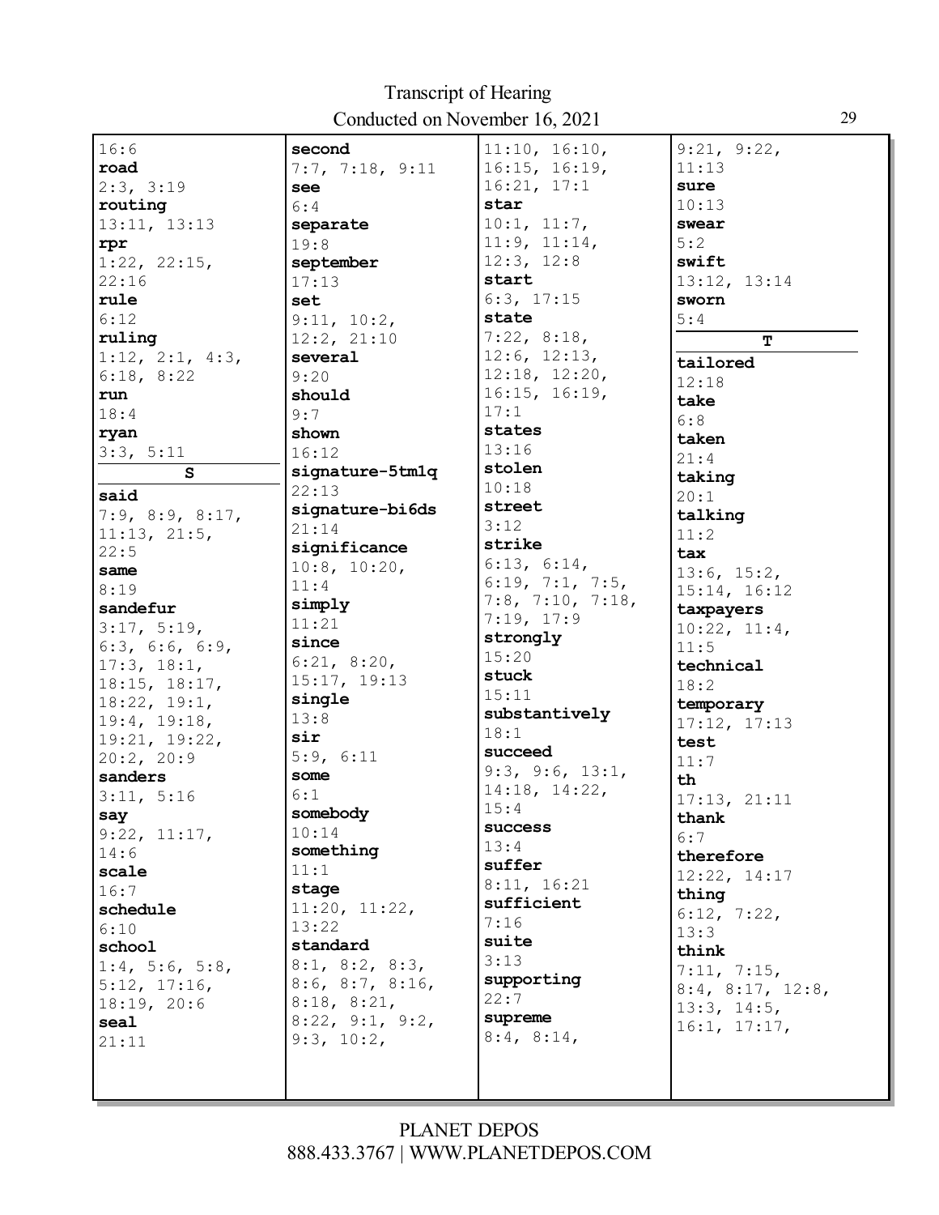16:6
**road**
2:3, 3:19
**routing**
13:11, 13:13
**rpr**
1:22, 22:15, 22:16
**rule**
6:12
**ruling**
1:12, 2:1, 4:3, 6:18, 8:22
**run**
18:4
**ryan**
3:3, 5:11

**S**

**said**
7:9, 8:9, 8:17, 11:13, 21:5, 22:5
**same**
8:19
**sandefur**
3:17, 5:19, 6:3, 6:6, 6:9, 17:3, 18:1, 18:15, 18:17, 18:22, 19:1, 19:4, 19:18, 19:21, 19:22, 20:2, 20:9
**sanders**
3:11, 5:16
**say**
9:22, 11:17, 14:6
**scale**
16:7
**schedule**
6:10
**school**
1:4, 5:6, 5:8, 5:12, 17:16, 18:19, 20:6
**seal**
21:11
**second**
7:7, 7:18, 9:11
**see**
6:4
**separate**
19:8
**september**
17:13
**set**
9:11, 10:2, 12:2, 21:10
**several**
9:20
**should**
9:7
**shown**
16:12
**signature-5tm1q**
22:13
**signature-bi6ds**
21:14
**significance**
10:8, 10:20, 11:4
**simply**
11:21
**since**
6:21, 8:20, 15:17, 19:13
**single**
13:8
**sir**
5:9, 6:11
**some**
6:1
**somebody**
10:14
**something**
11:1
**stage**
11:20, 11:22, 13:22
**standard**
8:1, 8:2, 8:3, 8:6, 8:7, 8:16, 8:18, 8:21, 8:22, 9:1, 9:2, 9:3, 10:2, 11:10, 16:10, 16:15, 16:19, 16:21, 17:1
**star**
10:1, 11:7, 11:9, 11:14, 12:3, 12:8
**start**
6:3, 17:15
**state**
7:22, 8:18, 12:6, 12:13, 12:18, 12:20, 16:15, 16:19, 17:1
**states**
13:16
**stolen**
10:18
**street**
3:12
**strike**
6:13, 6:14, 6:19, 7:1, 7:5, 7:8, 7:10, 7:18, 7:19, 17:9
**strongly**
15:20
**stuck**
15:11
**substantively**
18:1
**succeed**
9:3, 9:6, 13:1, 14:18, 14:22, 15:4
**success**
13:4
**suffer**
8:11, 16:21
**sufficient**
7:16
**suite**
3:13
**supporting**
22:7
**supreme**
8:4, 8:14, 9:21, 9:22, 11:13
**sure**
10:13
**swear**
5:2
**swift**
13:12, 13:14
**sworn**
5:4

**T**

**tailored**
12:18
**take**
6:8
**taken**
21:4
**taking**
20:1
**talking**
11:2
**tax**
13:6, 15:2, 15:14, 16:12
**taxpayers**
10:22, 11:4, 11:5
**technical**
18:2
**temporary**
17:12, 17:13
**test**
11:7
**th**
17:13, 21:11
**thank**
6:7
**therefore**
12:22, 14:17
**thing**
6:12, 7:22, 13:3
**think**
7:11, 7:15, 8:4, 8:17, 12:8, 13:3, 14:5, 16:1, 17:17,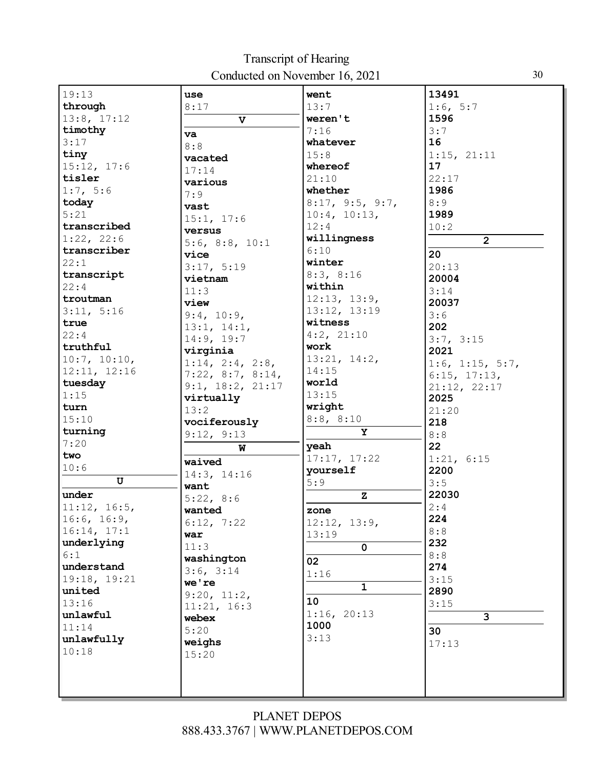# Transcript of Hearing
## Conducted on November 16, 2021

19:13
**through**
13:8, 17:12
**timothy**
3:17
**tiny**
15:12, 17:6
**tisler**
1:7, 5:6
**today**
5:21
**transcribed**
1:22, 22:6
**transcriber**
22:1
**transcript**
22:4
**troutman**
3:11, 5:16
**true**
22:4
**truthful**
10:7, 10:10, 12:11, 12:16
**tuesday**
1:15
**turn**
15:10
**turning**
7:20
**two**
10:6

**U**

**under**
11:12, 16:5, 16:6, 16:9, 16:14, 17:1
**underlying**
6:1
**understand**
19:18, 19:21
**united**
13:16
**unlawful**
11:14
**unlawfully**
10:18
**use**
8:17

**V**

**va**
8:8
**vacated**
17:14
**various**
7:9
**vast**
15:1, 17:6
**versus**
5:6, 8:8, 10:1
**vice**
3:17, 5:19
**vietnam**
11:3
**view**
9:4, 10:9, 13:1, 14:1, 14:9, 19:7
**virginia**
1:14, 2:4, 2:8, 7:22, 8:7, 8:14, 9:1, 18:2, 21:17
**virtually**
13:2
**vociferously**
9:12, 9:13

**W**

**waived**
14:3, 14:16
**want**
5:22, 8:6
**wanted**
6:12, 7:22
**war**
11:3
**washington**
3:6, 3:14
**we're**
9:20, 11:2, 11:21, 16:3
**webex**
5:20
**weighs**
15:20
**went**
13:7
**weren't**
7:16
**whatever**
15:8
**whereof**
21:10
**whether**
8:17, 9:5, 9:7, 10:4, 10:13, 12:4
**willingness**
6:10
**winter**
8:3, 8:16
**within**
12:13, 13:9, 13:12, 13:19
**witness**
4:2, 21:10
**work**
13:21, 14:2, 14:15
**world**
13:15
**wright**
8:8, 8:10

**Y**

**yeah**
17:17, 17:22
**yourself**
5:9

**Z**

**zone**
12:12, 13:9, 13:19

**0**

**02**
1:16

**1**

**10**
1:16, 20:13
**1000**
3:13
**13491**
1:6, 5:7
**1596**
3:7
**16**
1:15, 21:11
**17**
22:17
**1986**
8:9
**1989**
10:2

**2**

**20**
20:13
**20004**
3:14
**20037**
3:6
**202**
3:7, 3:15
**2021**
1:6, 1:15, 5:7, 6:15, 17:13, 21:12, 22:17
**2025**
21:20
**218**
8:8
**22**
1:21, 6:15
**2200**
3:5
**22030**
2:4
**224**
8:8
**232**
8:8
**274**
3:15
**2890**
3:15

**3**

**30**
17:13

PLANET DEPOS
888.433.3767 | WWW.PLANETDEPOS.COM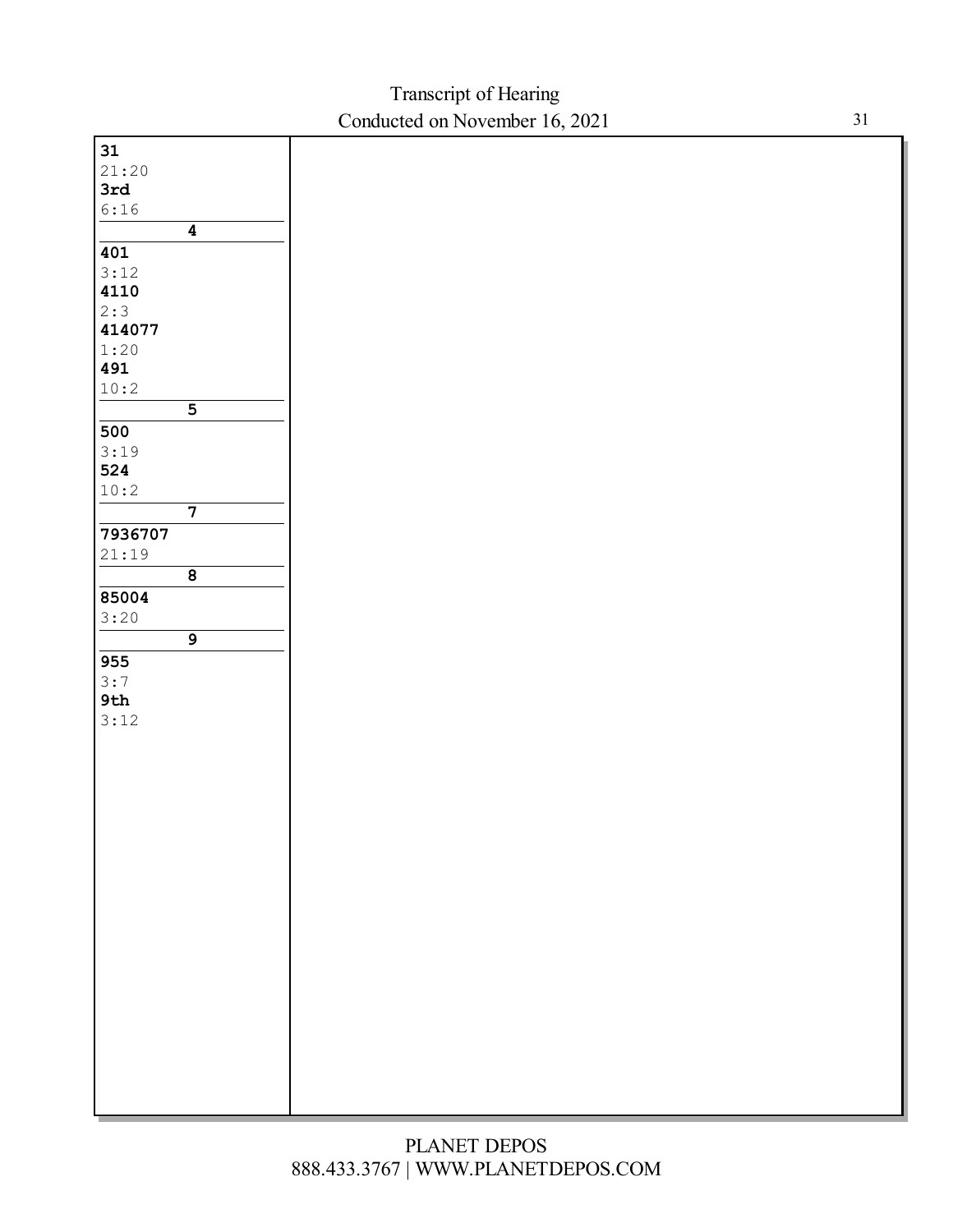**31**
21:20
**3rd**
6:16

**4**

**401**
3:12
**4110**
2:3
**414077**
1:20
**491**
10:2

**5**

**500**
3:19
**524**
10:2

**7**

**7936707**
21:19

**8**

**85004**
3:20

**9**

**955**
3:7
**9th**
3:12